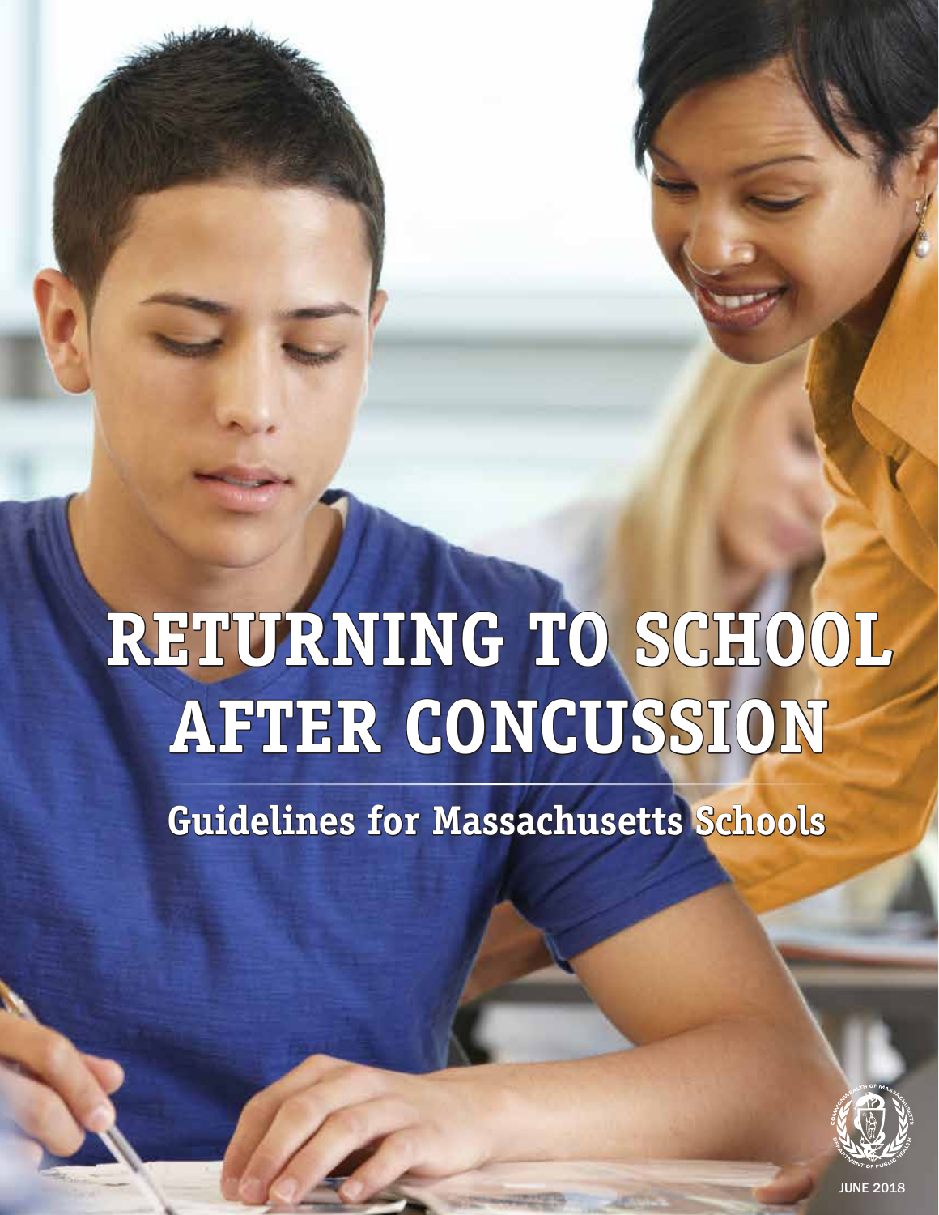# RETURNING TO SCHOOL AFTER CONCUSSION

## Guidelines for Massachusetts Schools

JUNE 2018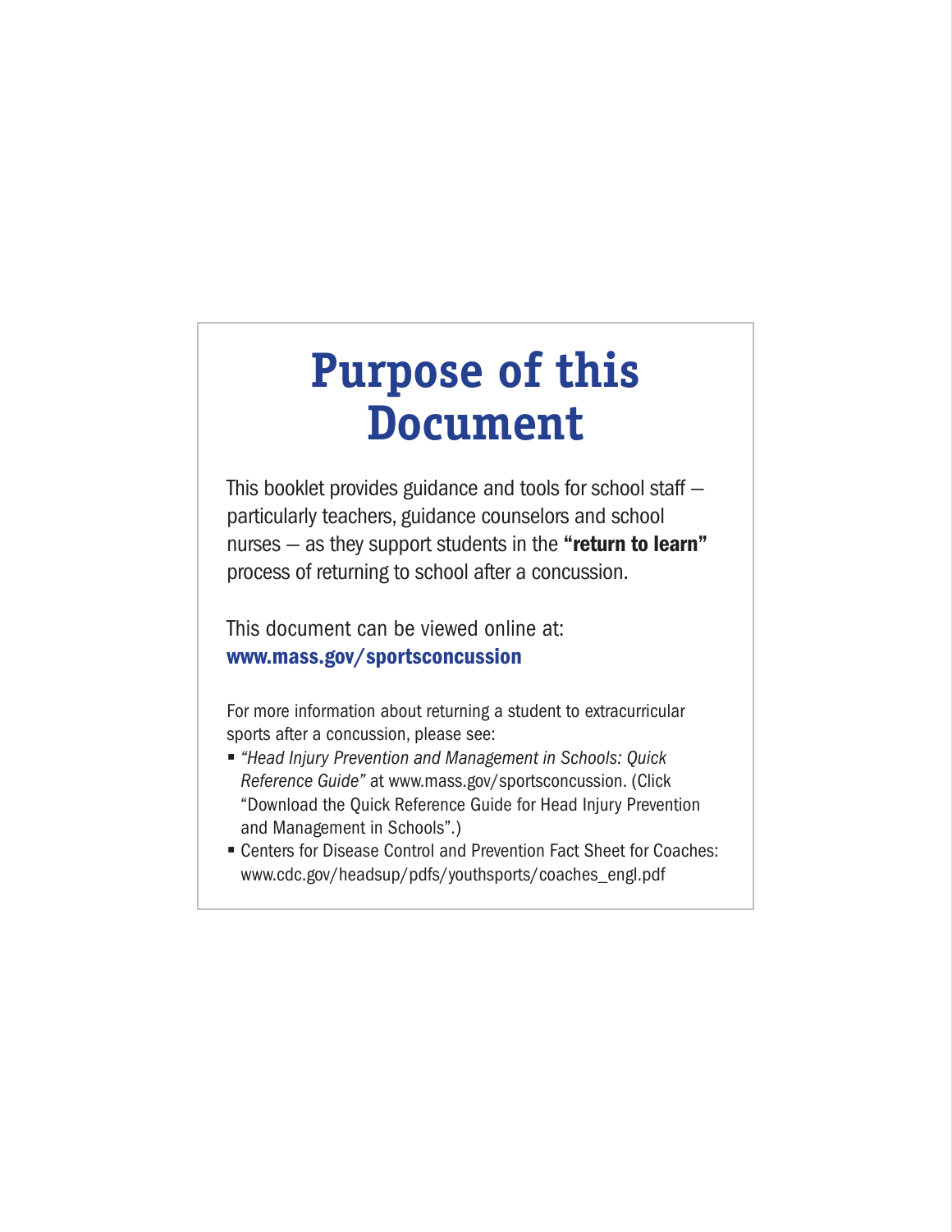# Purpose of this Document

This booklet provides guidance and tools for school staff — particularly teachers, guidance counselors and school nurses — as they support students in the **"return to learn"** process of returning to school after a concussion.

This document can be viewed online at:
**www.mass.gov/sportsconcussion**

For more information about returning a student to extracurricular sports after a concussion, please see:

- *"Head Injury Prevention and Management in Schools: Quick Reference Guide"* at www.mass.gov/sportsconcussion. (Click "Download the Quick Reference Guide for Head Injury Prevention and Management in Schools".)
- Centers for Disease Control and Prevention Fact Sheet for Coaches: www.cdc.gov/headsup/pdfs/youthsports/coaches_engl.pdf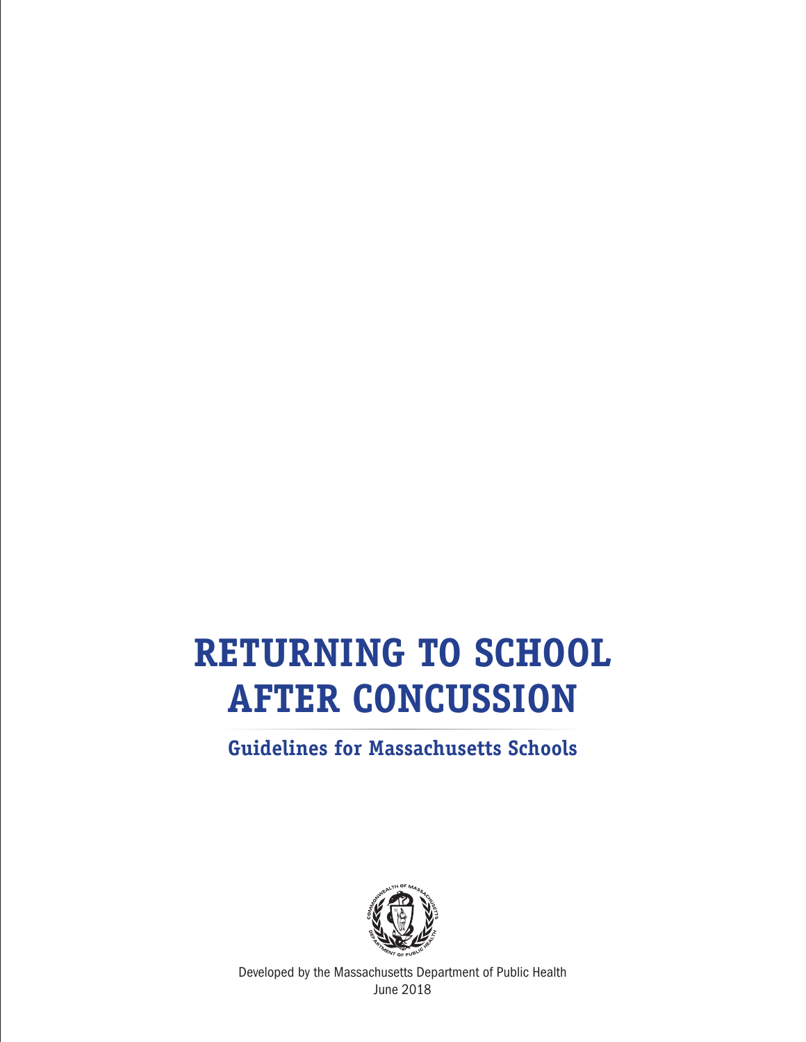# RETURNING TO SCHOOL AFTER CONCUSSION

## Guidelines for Massachusetts Schools

Developed by the Massachusetts Department of Public Health
June 2018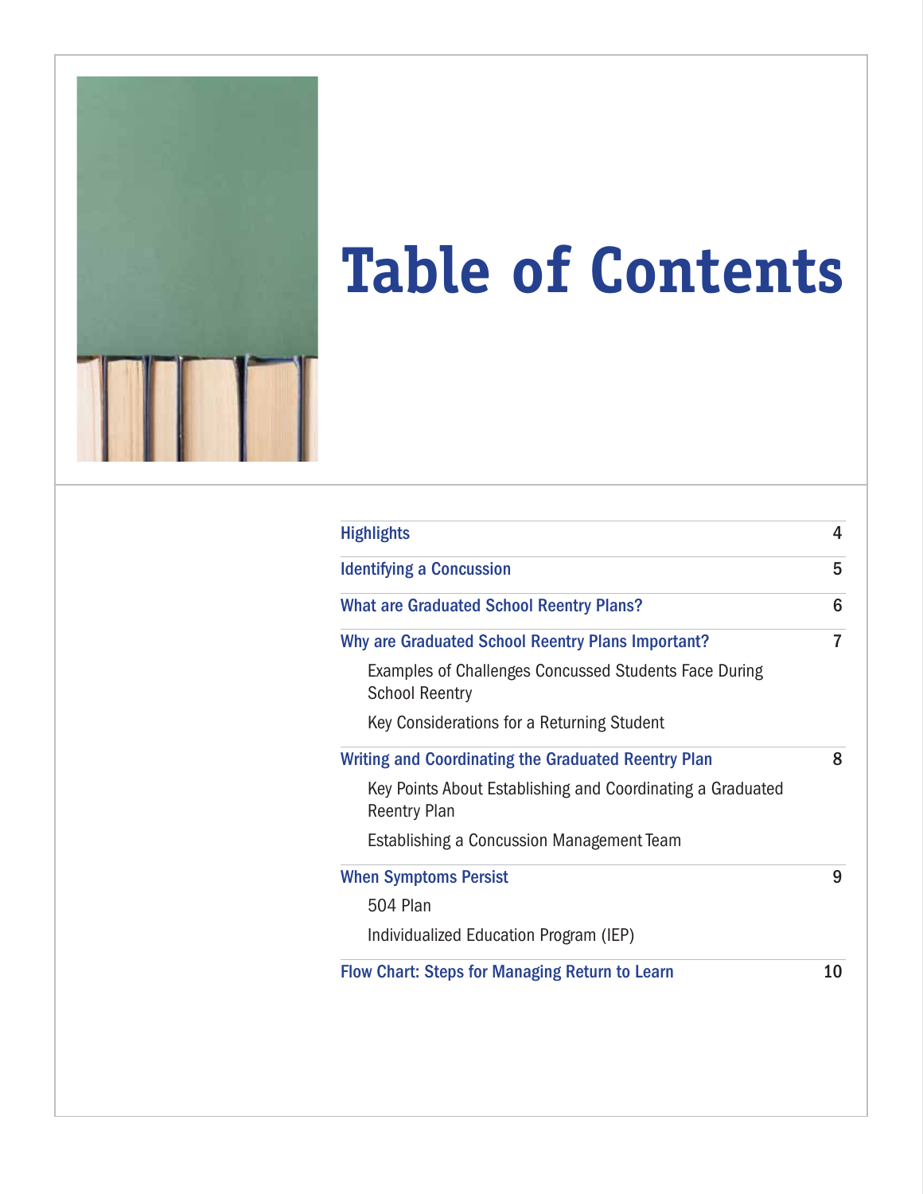# Table of Contents

| | |
|---|---|
| Highlights | 4 |
| Identifying a Concussion | 5 |
| What are Graduated School Reentry Plans? | 6 |
| Why are Graduated School Reentry Plans Important? | 7 |
| Examples of Challenges Concussed Students Face During School Reentry | |
| Key Considerations for a Returning Student | |
| Writing and Coordinating the Graduated Reentry Plan | 8 |
| Key Points About Establishing and Coordinating a Graduated Reentry Plan | |
| Establishing a Concussion Management Team | |
| When Symptoms Persist | 9 |
| 504 Plan | |
| Individualized Education Program (IEP) | |
| Flow Chart: Steps for Managing Return to Learn | 10 |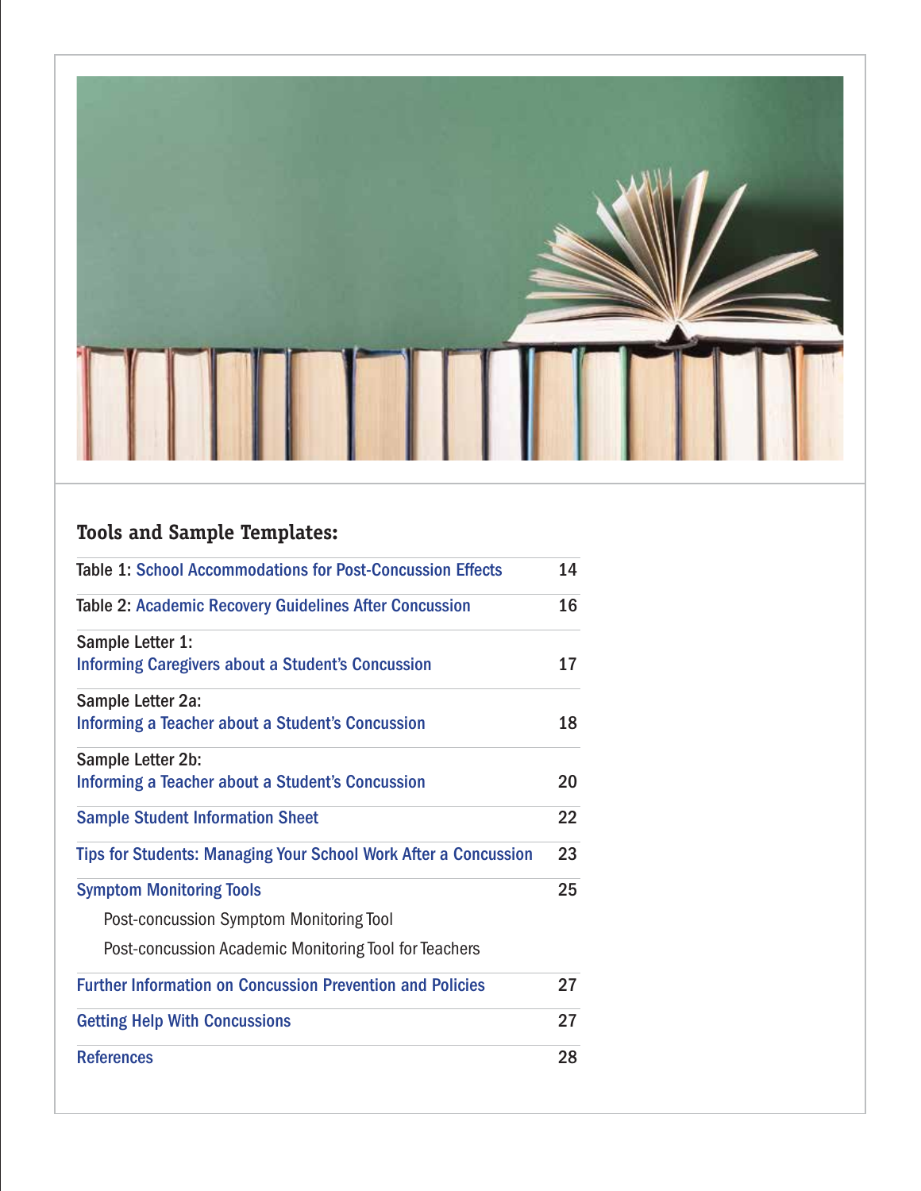## Tools and Sample Templates:

| | |
|---|---|
| Table 1: School Accommodations for Post-Concussion Effects | 14 |
| Table 2: Academic Recovery Guidelines After Concussion | 16 |
| Sample Letter 1: Informing Caregivers about a Student's Concussion | 17 |
| Sample Letter 2a: Informing a Teacher about a Student's Concussion | 18 |
| Sample Letter 2b: Informing a Teacher about a Student's Concussion | 20 |
| Sample Student Information Sheet | 22 |
| Tips for Students: Managing Your School Work After a Concussion | 23 |
| Symptom Monitoring Tools<br>Post-concussion Symptom Monitoring Tool<br>Post-concussion Academic Monitoring Tool for Teachers | 25 |
| Further Information on Concussion Prevention and Policies | 27 |
| Getting Help With Concussions | 27 |
| References | 28 |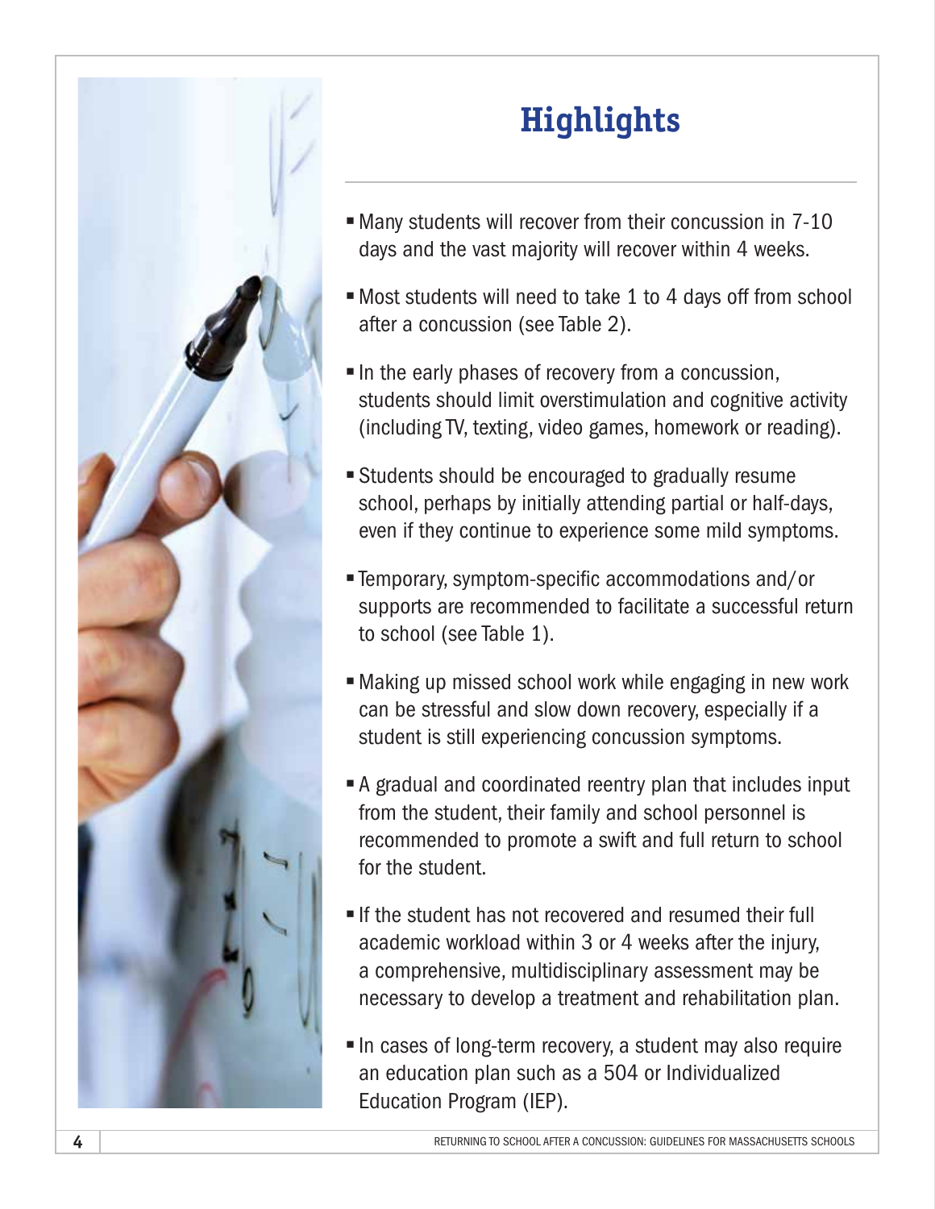# Highlights

- Many students will recover from their concussion in 7-10 days and the vast majority will recover within 4 weeks.
- Most students will need to take 1 to 4 days off from school after a concussion (see Table 2).
- In the early phases of recovery from a concussion, students should limit overstimulation and cognitive activity (including TV, texting, video games, homework or reading).
- Students should be encouraged to gradually resume school, perhaps by initially attending partial or half-days, even if they continue to experience some mild symptoms.
- Temporary, symptom-specific accommodations and/or supports are recommended to facilitate a successful return to school (see Table 1).
- Making up missed school work while engaging in new work can be stressful and slow down recovery, especially if a student is still experiencing concussion symptoms.
- A gradual and coordinated reentry plan that includes input from the student, their family and school personnel is recommended to promote a swift and full return to school for the student.
- If the student has not recovered and resumed their full academic workload within 3 or 4 weeks after the injury, a comprehensive, multidisciplinary assessment may be necessary to develop a treatment and rehabilitation plan.
- In cases of long-term recovery, a student may also require an education plan such as a 504 or Individualized Education Program (IEP).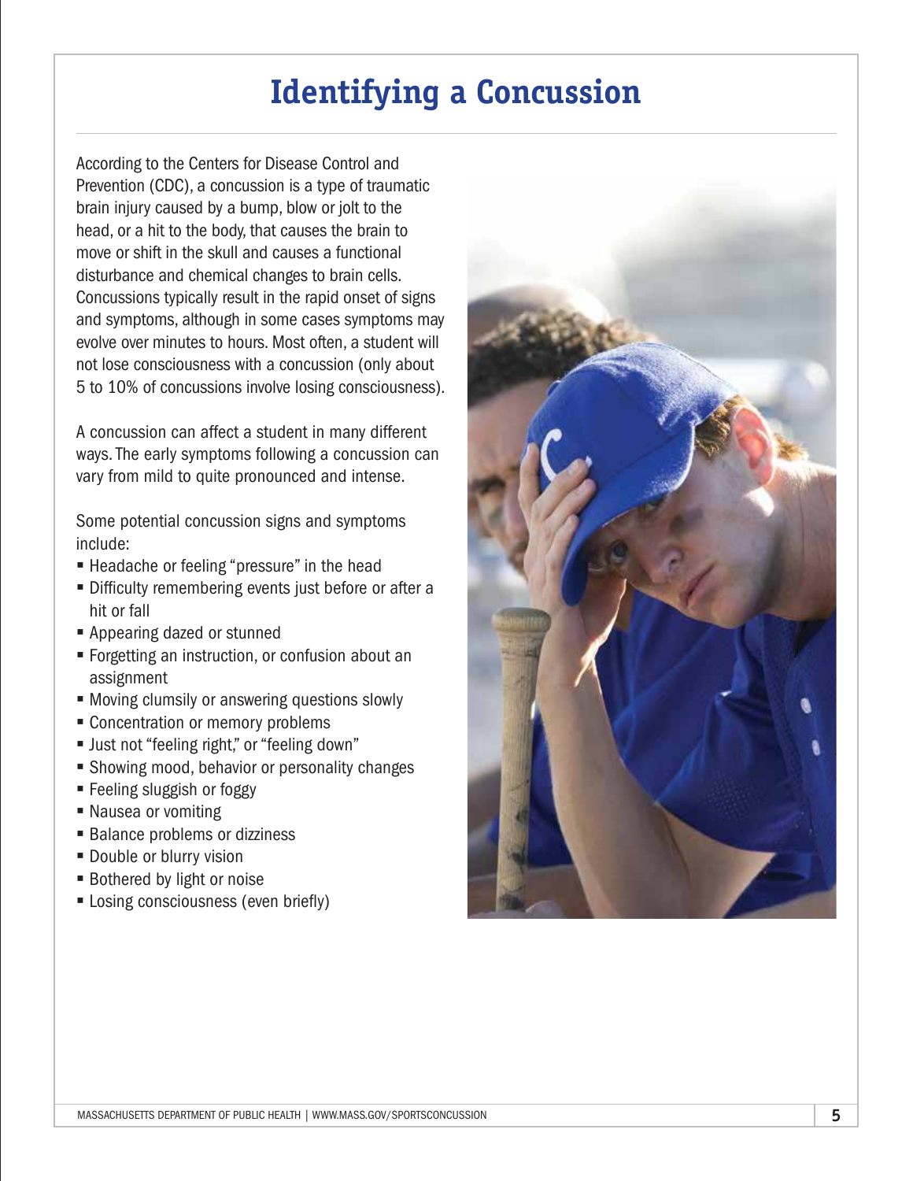# Identifying a Concussion

According to the Centers for Disease Control and Prevention (CDC), a concussion is a type of traumatic brain injury caused by a bump, blow or jolt to the head, or a hit to the body, that causes the brain to move or shift in the skull and causes a functional disturbance and chemical changes to brain cells. Concussions typically result in the rapid onset of signs and symptoms, although in some cases symptoms may evolve over minutes to hours. Most often, a student will not lose consciousness with a concussion (only about 5 to 10% of concussions involve losing consciousness).

A concussion can affect a student in many different ways. The early symptoms following a concussion can vary from mild to quite pronounced and intense.

Some potential concussion signs and symptoms include:

- Headache or feeling "pressure" in the head
- Difficulty remembering events just before or after a hit or fall
- Appearing dazed or stunned
- Forgetting an instruction, or confusion about an assignment
- Moving clumsily or answering questions slowly
- Concentration or memory problems
- Just not "feeling right," or "feeling down"
- Showing mood, behavior or personality changes
- Feeling sluggish or foggy
- Nausea or vomiting
- Balance problems or dizziness
- Double or blurry vision
- Bothered by light or noise
- Losing consciousness (even briefly)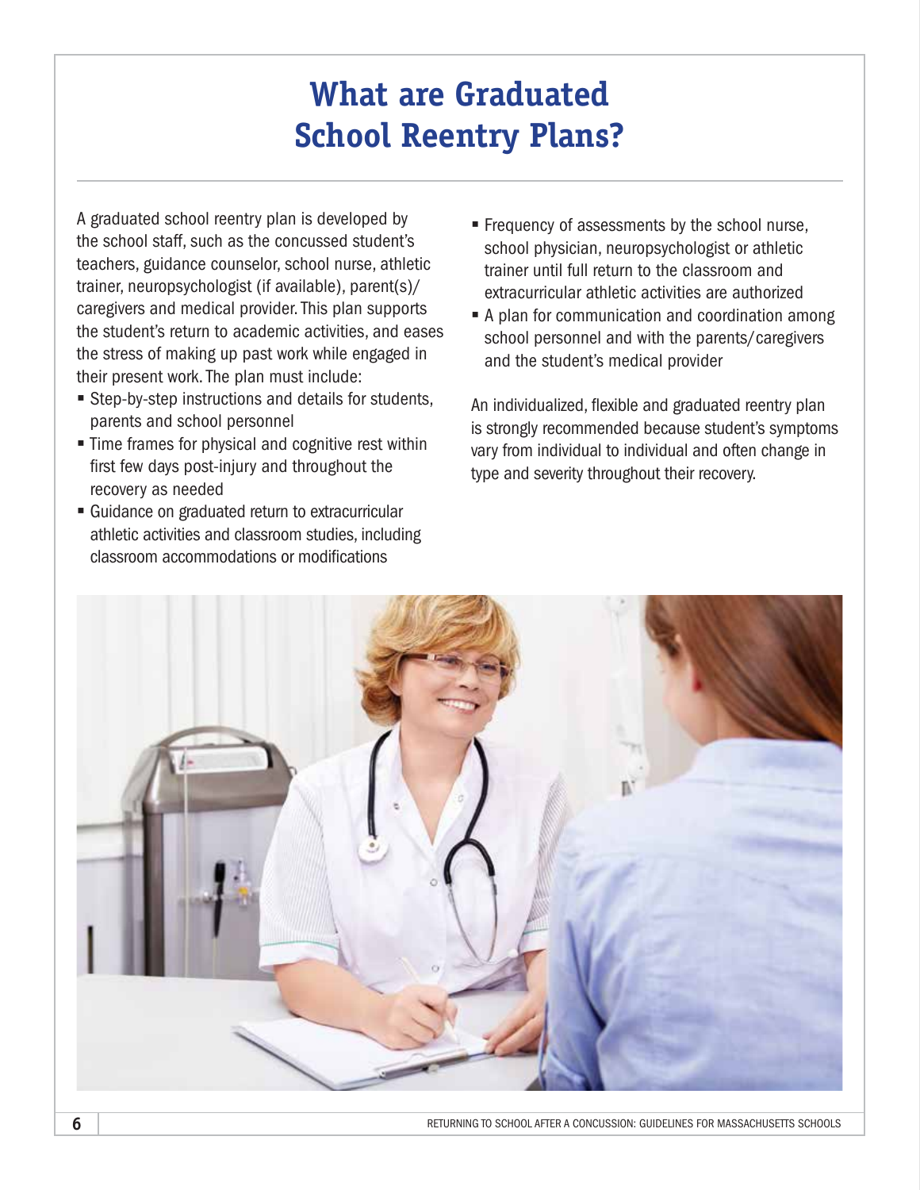# What are Graduated School Reentry Plans?

A graduated school reentry plan is developed by the school staff, such as the concussed student's teachers, guidance counselor, school nurse, athletic trainer, neuropsychologist (if available), parent(s)/caregivers and medical provider. This plan supports the student's return to academic activities, and eases the stress of making up past work while engaged in their present work. The plan must include:

- Step-by-step instructions and details for students, parents and school personnel
- Time frames for physical and cognitive rest within first few days post-injury and throughout the recovery as needed
- Guidance on graduated return to extracurricular athletic activities and classroom studies, including classroom accommodations or modifications
- Frequency of assessments by the school nurse, school physician, neuropsychologist or athletic trainer until full return to the classroom and extracurricular athletic activities are authorized
- A plan for communication and coordination among school personnel and with the parents/caregivers and the student's medical provider

An individualized, flexible and graduated reentry plan is strongly recommended because student's symptoms vary from individual to individual and often change in type and severity throughout their recovery.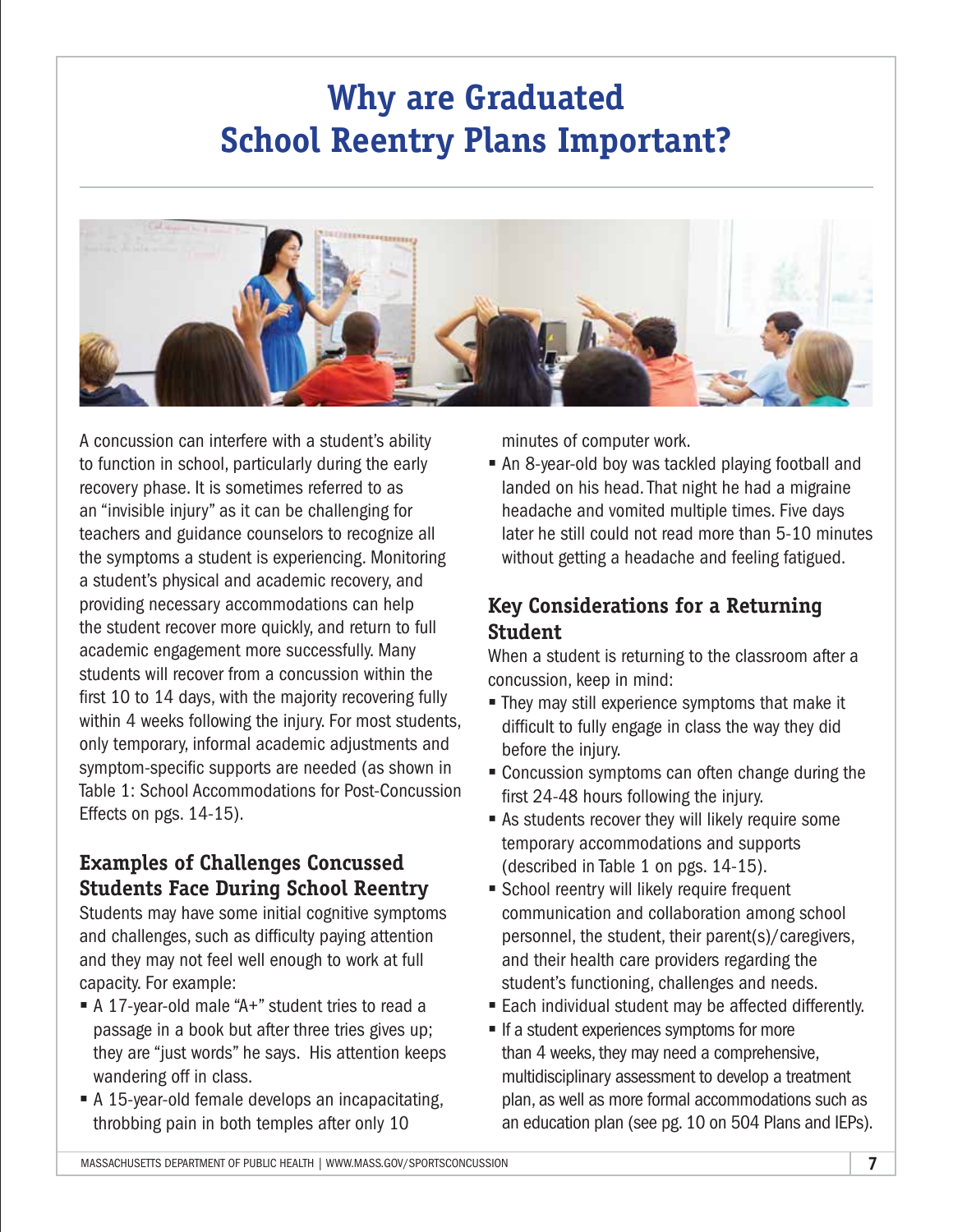# Why are Graduated School Reentry Plans Important?

A concussion can interfere with a student's ability to function in school, particularly during the early recovery phase. It is sometimes referred to as an "invisible injury" as it can be challenging for teachers and guidance counselors to recognize all the symptoms a student is experiencing. Monitoring a student's physical and academic recovery, and providing necessary accommodations can help the student recover more quickly, and return to full academic engagement more successfully. Many students will recover from a concussion within the first 10 to 14 days, with the majority recovering fully within 4 weeks following the injury. For most students, only temporary, informal academic adjustments and symptom-specific supports are needed (as shown in Table 1: School Accommodations for Post-Concussion Effects on pgs. 14-15).

## Examples of Challenges Concussed Students Face During School Reentry

Students may have some initial cognitive symptoms and challenges, such as difficulty paying attention and they may not feel well enough to work at full capacity. For example:

- A 17-year-old male "A+" student tries to read a passage in a book but after three tries gives up; they are "just words" he says. His attention keeps wandering off in class.
- A 15-year-old female develops an incapacitating, throbbing pain in both temples after only 10 minutes of computer work.
- An 8-year-old boy was tackled playing football and landed on his head. That night he had a migraine headache and vomited multiple times. Five days later he still could not read more than 5-10 minutes without getting a headache and feeling fatigued.

## Key Considerations for a Returning Student

When a student is returning to the classroom after a concussion, keep in mind:

- They may still experience symptoms that make it difficult to fully engage in class the way they did before the injury.
- Concussion symptoms can often change during the first 24-48 hours following the injury.
- As students recover they will likely require some temporary accommodations and supports (described in Table 1 on pgs. 14-15).
- School reentry will likely require frequent communication and collaboration among school personnel, the student, their parent(s)/caregivers, and their health care providers regarding the student's functioning, challenges and needs.
- Each individual student may be affected differently.
- If a student experiences symptoms for more than 4 weeks, they may need a comprehensive, multidisciplinary assessment to develop a treatment plan, as well as more formal accommodations such as an education plan (see pg. 10 on 504 Plans and IEPs).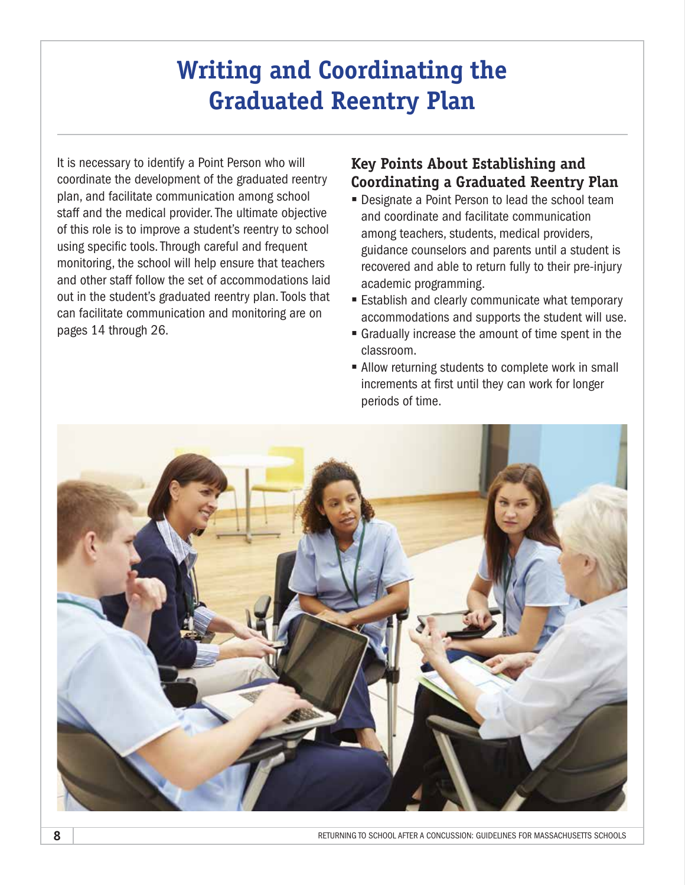# Writing and Coordinating the Graduated Reentry Plan

It is necessary to identify a Point Person who will coordinate the development of the graduated reentry plan, and facilitate communication among school staff and the medical provider. The ultimate objective of this role is to improve a student's reentry to school using specific tools. Through careful and frequent monitoring, the school will help ensure that teachers and other staff follow the set of accommodations laid out in the student's graduated reentry plan. Tools that can facilitate communication and monitoring are on pages 14 through 26.

## Key Points About Establishing and Coordinating a Graduated Reentry Plan

- Designate a Point Person to lead the school team and coordinate and facilitate communication among teachers, students, medical providers, guidance counselors and parents until a student is recovered and able to return fully to their pre-injury academic programming.
- Establish and clearly communicate what temporary accommodations and supports the student will use.
- Gradually increase the amount of time spent in the classroom.
- Allow returning students to complete work in small increments at first until they can work for longer periods of time.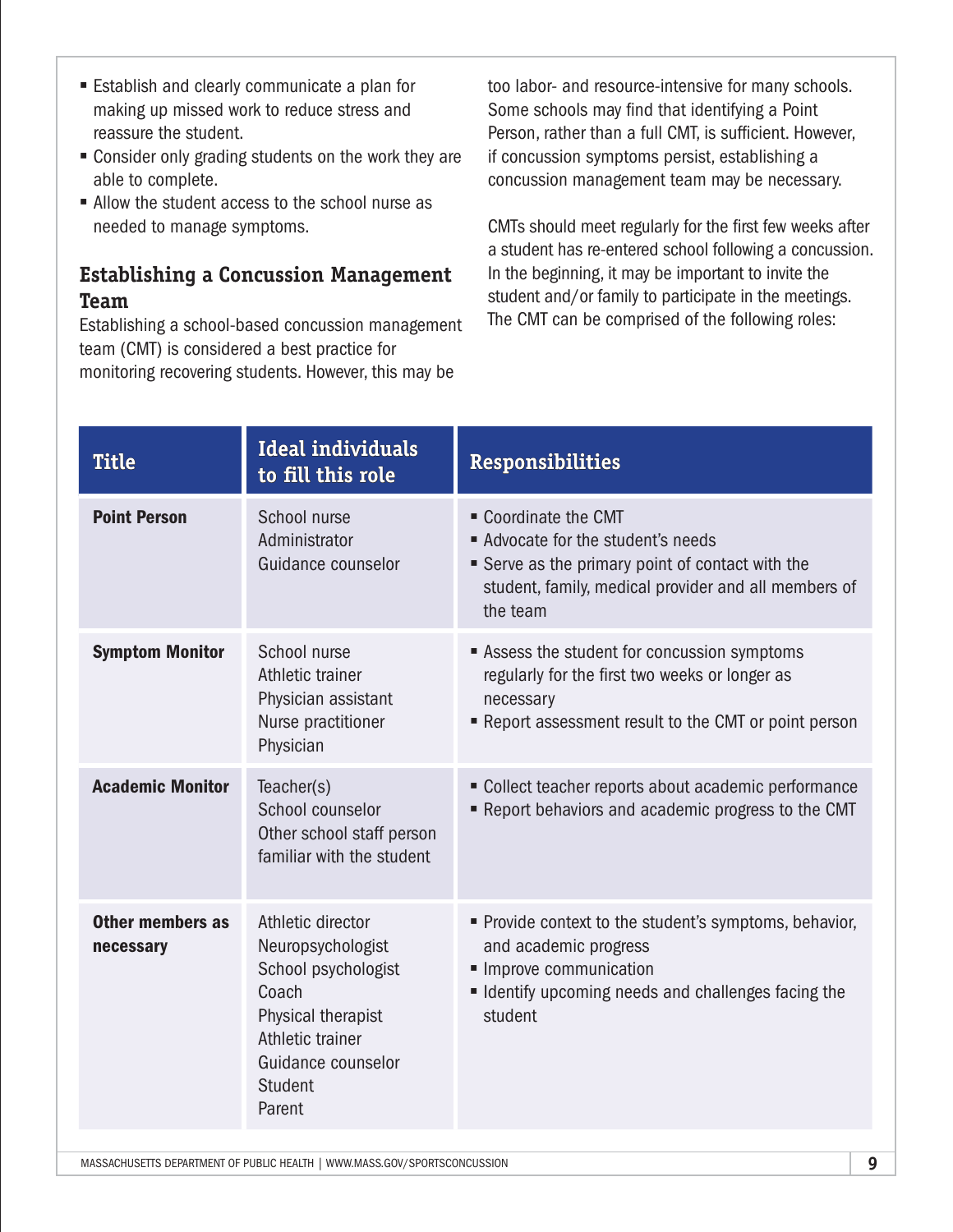- Establish and clearly communicate a plan for making up missed work to reduce stress and reassure the student.
- Consider only grading students on the work they are able to complete.
- Allow the student access to the school nurse as needed to manage symptoms.

## Establishing a Concussion Management Team

Establishing a school-based concussion management team (CMT) is considered a best practice for monitoring recovering students. However, this may be too labor- and resource-intensive for many schools. Some schools may find that identifying a Point Person, rather than a full CMT, is sufficient. However, if concussion symptoms persist, establishing a concussion management team may be necessary.

CMTs should meet regularly for the first few weeks after a student has re-entered school following a concussion. In the beginning, it may be important to invite the student and/or family to participate in the meetings. The CMT can be comprised of the following roles:

| Title | Ideal individuals to fill this role | Responsibilities |
|---|---|---|
| **Point Person** | School nurse<br>Administrator<br>Guidance counselor | ▪ Coordinate the CMT<br>▪ Advocate for the student's needs<br>▪ Serve as the primary point of contact with the student, family, medical provider and all members of the team |
| **Symptom Monitor** | School nurse<br>Athletic trainer<br>Physician assistant<br>Nurse practitioner<br>Physician | ▪ Assess the student for concussion symptoms regularly for the first two weeks or longer as necessary<br>▪ Report assessment result to the CMT or point person |
| **Academic Monitor** | Teacher(s)<br>School counselor<br>Other school staff person familiar with the student | ▪ Collect teacher reports about academic performance<br>▪ Report behaviors and academic progress to the CMT |
| **Other members as necessary** | Athletic director<br>Neuropsychologist<br>School psychologist<br>Coach<br>Physical therapist<br>Athletic trainer<br>Guidance counselor<br>Student<br>Parent | ▪ Provide context to the student's symptoms, behavior, and academic progress<br>▪ Improve communication<br>▪ Identify upcoming needs and challenges facing the student |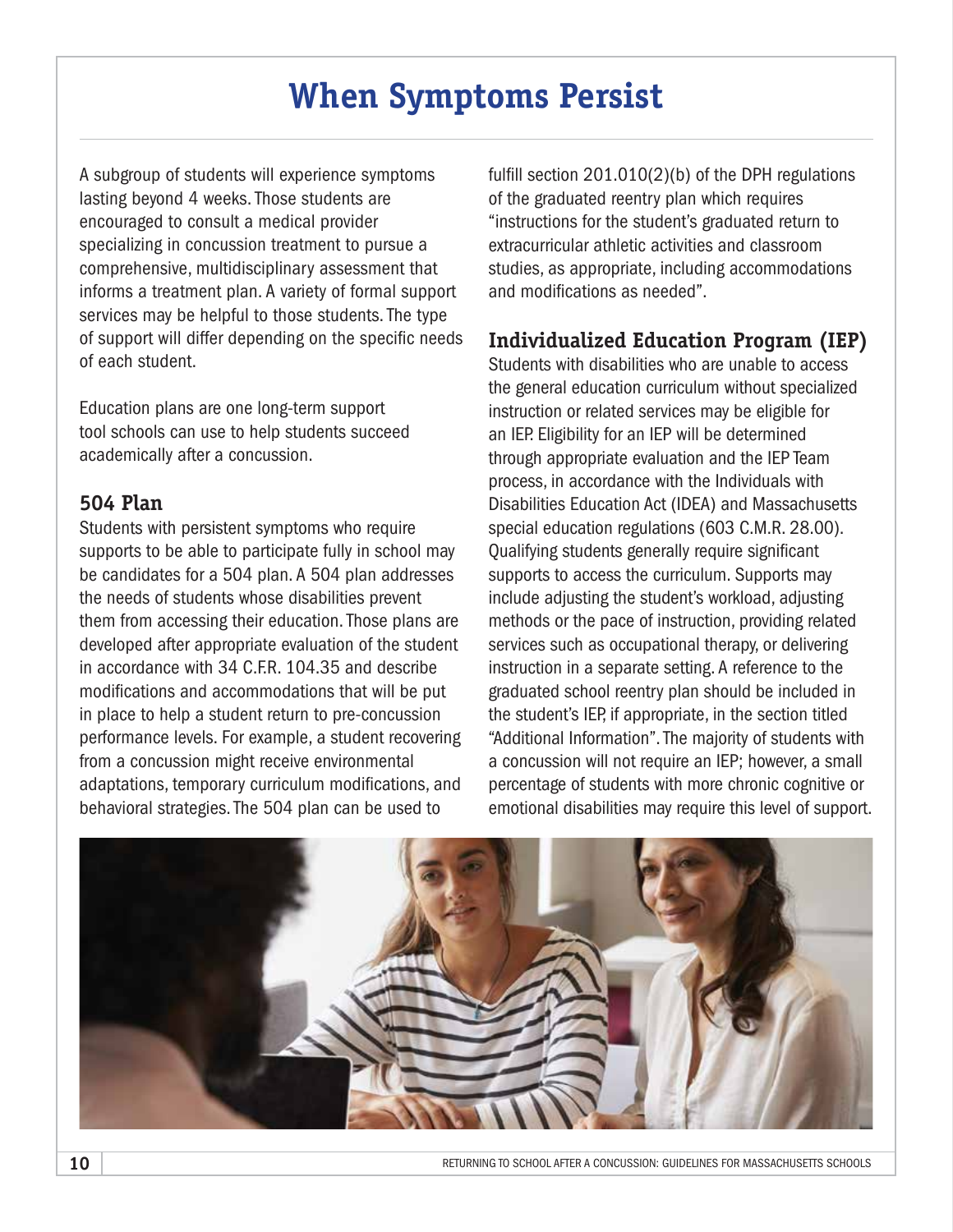# When Symptoms Persist

A subgroup of students will experience symptoms lasting beyond 4 weeks. Those students are encouraged to consult a medical provider specializing in concussion treatment to pursue a comprehensive, multidisciplinary assessment that informs a treatment plan. A variety of formal support services may be helpful to those students. The type of support will differ depending on the specific needs of each student.

Education plans are one long-term support tool schools can use to help students succeed academically after a concussion.

### 504 Plan

Students with persistent symptoms who require supports to be able to participate fully in school may be candidates for a 504 plan. A 504 plan addresses the needs of students whose disabilities prevent them from accessing their education. Those plans are developed after appropriate evaluation of the student in accordance with 34 C.F.R. 104.35 and describe modifications and accommodations that will be put in place to help a student return to pre-concussion performance levels. For example, a student recovering from a concussion might receive environmental adaptations, temporary curriculum modifications, and behavioral strategies. The 504 plan can be used to fulfill section 201.010(2)(b) of the DPH regulations of the graduated reentry plan which requires "instructions for the student's graduated return to extracurricular athletic activities and classroom studies, as appropriate, including accommodations and modifications as needed".

### Individualized Education Program (IEP)

Students with disabilities who are unable to access the general education curriculum without specialized instruction or related services may be eligible for an IEP. Eligibility for an IEP will be determined through appropriate evaluation and the IEP Team process, in accordance with the Individuals with Disabilities Education Act (IDEA) and Massachusetts special education regulations (603 C.M.R. 28.00). Qualifying students generally require significant supports to access the curriculum. Supports may include adjusting the student's workload, adjusting methods or the pace of instruction, providing related services such as occupational therapy, or delivering instruction in a separate setting. A reference to the graduated school reentry plan should be included in the student's IEP, if appropriate, in the section titled "Additional Information". The majority of students with a concussion will not require an IEP; however, a small percentage of students with more chronic cognitive or emotional disabilities may require this level of support.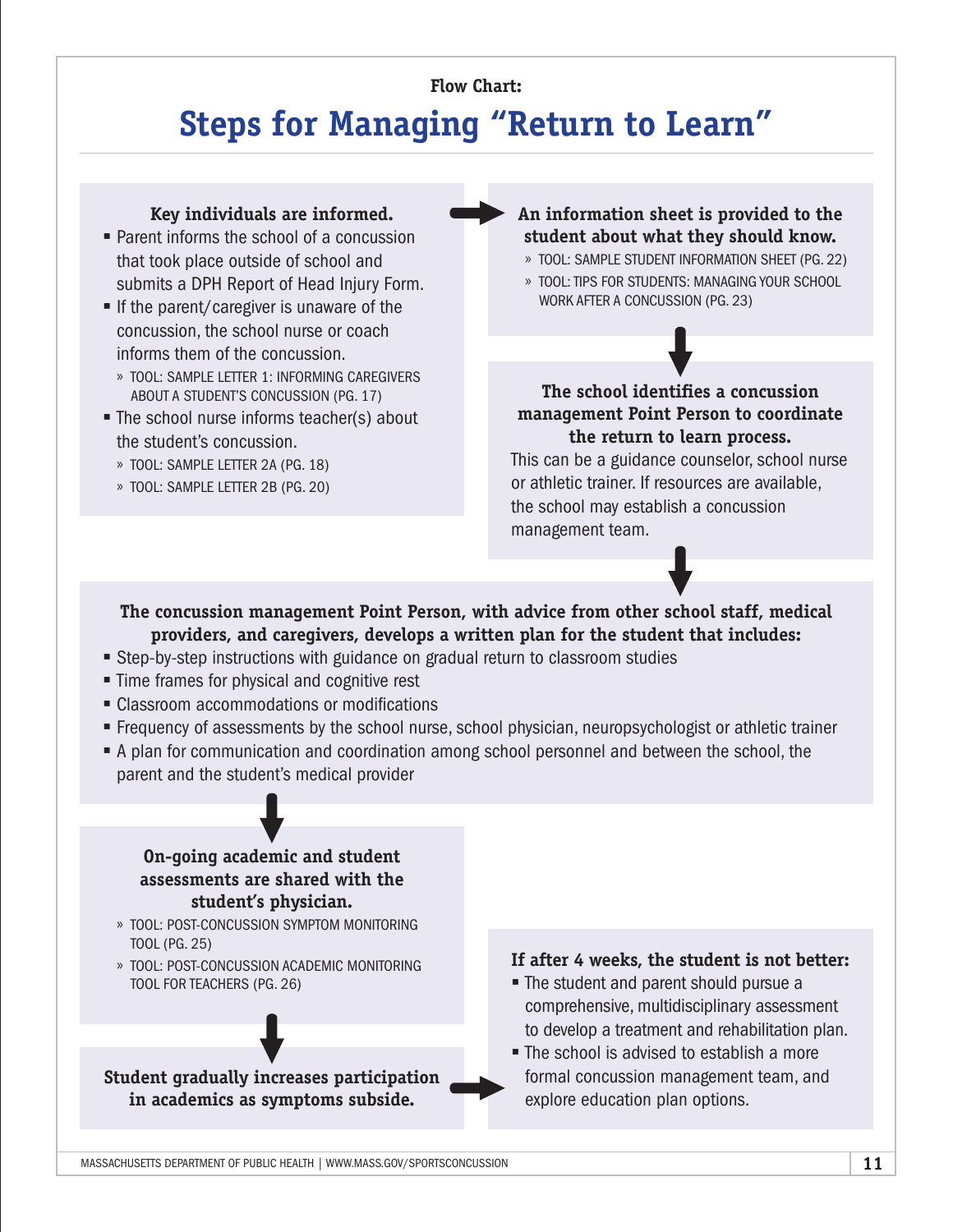Flow Chart:

# Steps for Managing "Return to Learn"

**Key individuals are informed.**

- Parent informs the school of a concussion that took place outside of school and submits a DPH Report of Head Injury Form.
- If the parent/caregiver is unaware of the concussion, the school nurse or coach informs them of the concussion.
  - » TOOL: SAMPLE LETTER 1: INFORMING CAREGIVERS ABOUT A STUDENT'S CONCUSSION (PG. 17)
- The school nurse informs teacher(s) about the student's concussion.
  - » TOOL: SAMPLE LETTER 2A (PG. 18)
  - » TOOL: SAMPLE LETTER 2B (PG. 20)

**An information sheet is provided to the student about what they should know.**

- » TOOL: SAMPLE STUDENT INFORMATION SHEET (PG. 22)
- » TOOL: TIPS FOR STUDENTS: MANAGING YOUR SCHOOL WORK AFTER A CONCUSSION (PG. 23)

**The school identifies a concussion management Point Person to coordinate the return to learn process.**

This can be a guidance counselor, school nurse or athletic trainer. If resources are available, the school may establish a concussion management team.

**The concussion management Point Person, with advice from other school staff, medical providers, and caregivers, develops a written plan for the student that includes:**

- Step-by-step instructions with guidance on gradual return to classroom studies
- Time frames for physical and cognitive rest
- Classroom accommodations or modifications
- Frequency of assessments by the school nurse, school physician, neuropsychologist or athletic trainer
- A plan for communication and coordination among school personnel and between the school, the parent and the student's medical provider

**On-going academic and student assessments are shared with the student's physician.**

- » TOOL: POST-CONCUSSION SYMPTOM MONITORING TOOL (PG. 25)
- » TOOL: POST-CONCUSSION ACADEMIC MONITORING TOOL FOR TEACHERS (PG. 26)

**Student gradually increases participation in academics as symptoms subside.**

**If after 4 weeks, the student is not better:**

- The student and parent should pursue a comprehensive, multidisciplinary assessment to develop a treatment and rehabilitation plan.
- The school is advised to establish a more formal concussion management team, and explore education plan options.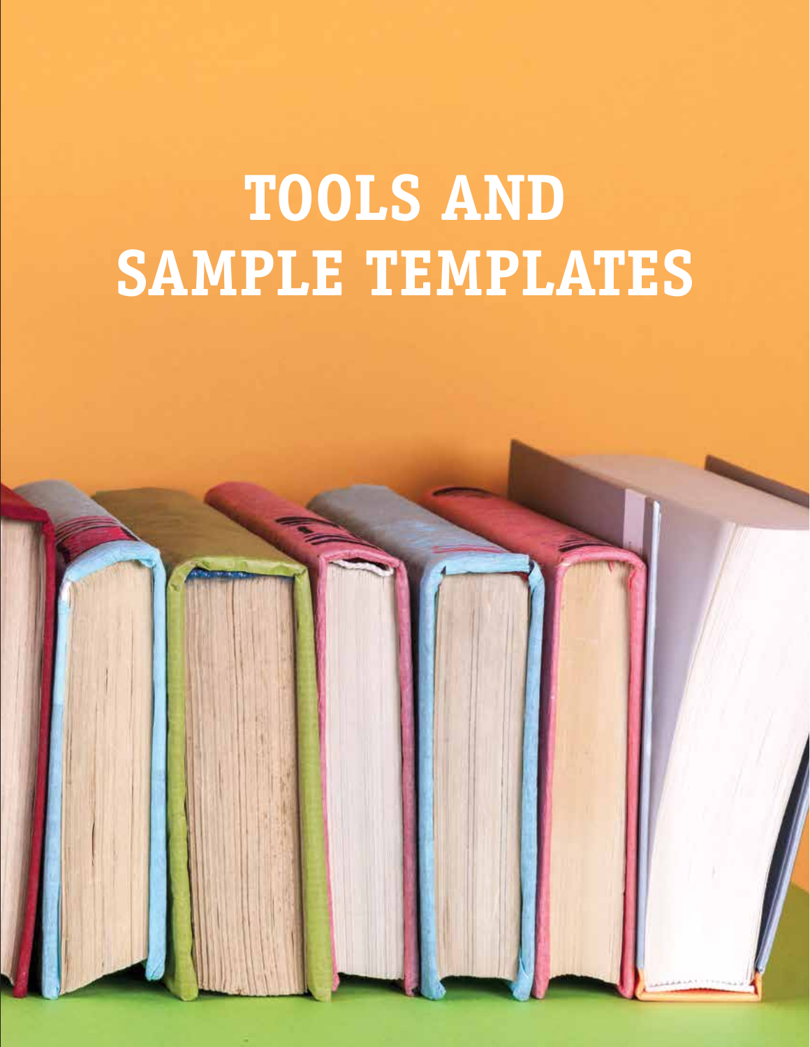# TOOLS AND SAMPLE TEMPLATES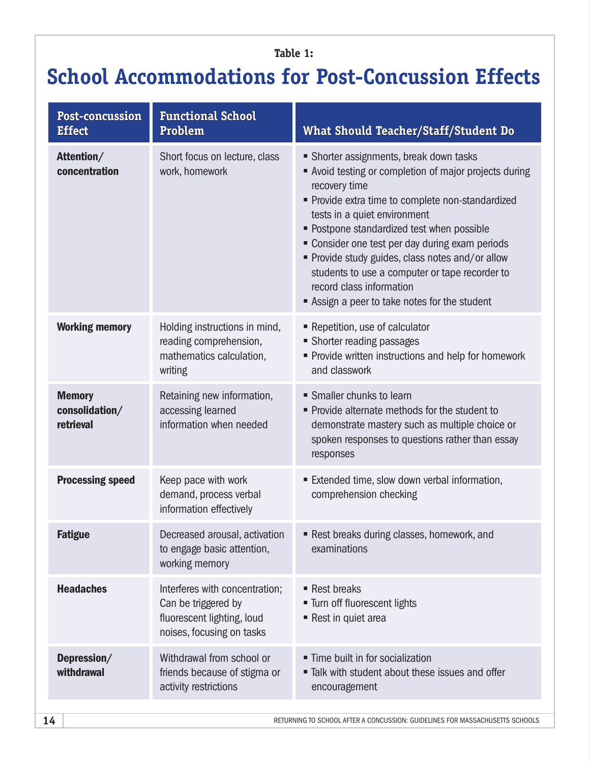Table 1:

## School Accommodations for Post-Concussion Effects

| Post-concussion Effect | Functional School Problem | What Should Teacher/Staff/Student Do |
|---|---|---|
| **Attention/ concentration** | Short focus on lecture, class work, homework | ▪ Shorter assignments, break down tasks<br>▪ Avoid testing or completion of major projects during recovery time<br>▪ Provide extra time to complete non-standardized tests in a quiet environment<br>▪ Postpone standardized test when possible<br>▪ Consider one test per day during exam periods<br>▪ Provide study guides, class notes and/or allow students to use a computer or tape recorder to record class information<br>▪ Assign a peer to take notes for the student |
| **Working memory** | Holding instructions in mind, reading comprehension, mathematics calculation, writing | ▪ Repetition, use of calculator<br>▪ Shorter reading passages<br>▪ Provide written instructions and help for homework and classwork |
| **Memory consolidation/ retrieval** | Retaining new information, accessing learned information when needed | ▪ Smaller chunks to learn<br>▪ Provide alternate methods for the student to demonstrate mastery such as multiple choice or spoken responses to questions rather than essay responses |
| **Processing speed** | Keep pace with work demand, process verbal information effectively | ▪ Extended time, slow down verbal information, comprehension checking |
| **Fatigue** | Decreased arousal, activation to engage basic attention, working memory | ▪ Rest breaks during classes, homework, and examinations |
| **Headaches** | Interferes with concentration; Can be triggered by fluorescent lighting, loud noises, focusing on tasks | ▪ Rest breaks<br>▪ Turn off fluorescent lights<br>▪ Rest in quiet area |
| **Depression/ withdrawal** | Withdrawal from school or friends because of stigma or activity restrictions | ▪ Time built in for socialization<br>▪ Talk with student about these issues and offer encouragement |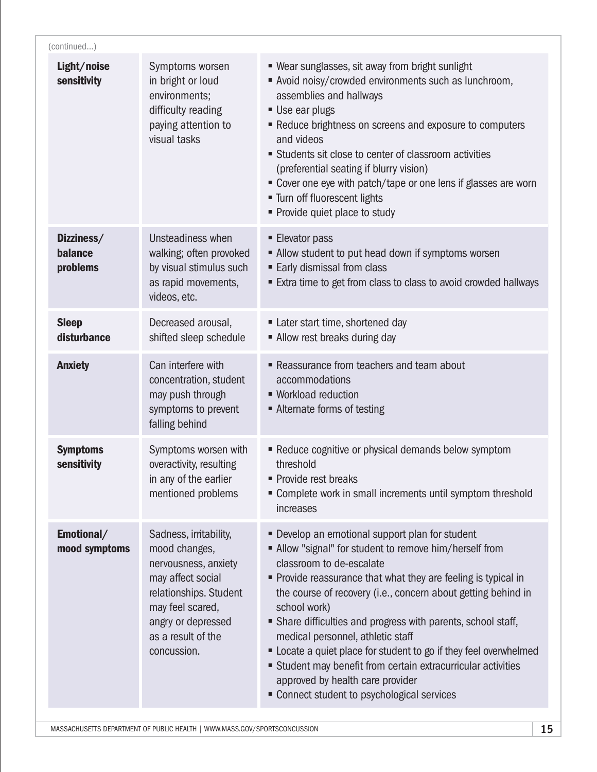(continued...)

| | | |
|---|---|---|
| **Light/noise sensitivity** | Symptoms worsen in bright or loud environments; difficulty reading paying attention to visual tasks | ▪ Wear sunglasses, sit away from bright sunlight<br>▪ Avoid noisy/crowded environments such as lunchroom, assemblies and hallways<br>▪ Use ear plugs<br>▪ Reduce brightness on screens and exposure to computers and videos<br>▪ Students sit close to center of classroom activities (preferential seating if blurry vision)<br>▪ Cover one eye with patch/tape or one lens if glasses are worn<br>▪ Turn off fluorescent lights<br>▪ Provide quiet place to study |
| **Dizziness/ balance problems** | Unsteadiness when walking; often provoked by visual stimulus such as rapid movements, videos, etc. | ▪ Elevator pass<br>▪ Allow student to put head down if symptoms worsen<br>▪ Early dismissal from class<br>▪ Extra time to get from class to class to avoid crowded hallways |
| **Sleep disturbance** | Decreased arousal, shifted sleep schedule | ▪ Later start time, shortened day<br>▪ Allow rest breaks during day |
| **Anxiety** | Can interfere with concentration, student may push through symptoms to prevent falling behind | ▪ Reassurance from teachers and team about accommodations<br>▪ Workload reduction<br>▪ Alternate forms of testing |
| **Symptoms sensitivity** | Symptoms worsen with overactivity, resulting in any of the earlier mentioned problems | ▪ Reduce cognitive or physical demands below symptom threshold<br>▪ Provide rest breaks<br>▪ Complete work in small increments until symptom threshold increases |
| **Emotional/ mood symptoms** | Sadness, irritability, mood changes, nervousness, anxiety may affect social relationships. Student may feel scared, angry or depressed as a result of the concussion. | ▪ Develop an emotional support plan for student<br>▪ Allow "signal" for student to remove him/herself from classroom to de-escalate<br>▪ Provide reassurance that what they are feeling is typical in the course of recovery (i.e., concern about getting behind in school work)<br>▪ Share difficulties and progress with parents, school staff, medical personnel, athletic staff<br>▪ Locate a quiet place for student to go if they feel overwhelmed<br>▪ Student may benefit from certain extracurricular activities approved by health care provider<br>▪ Connect student to psychological services |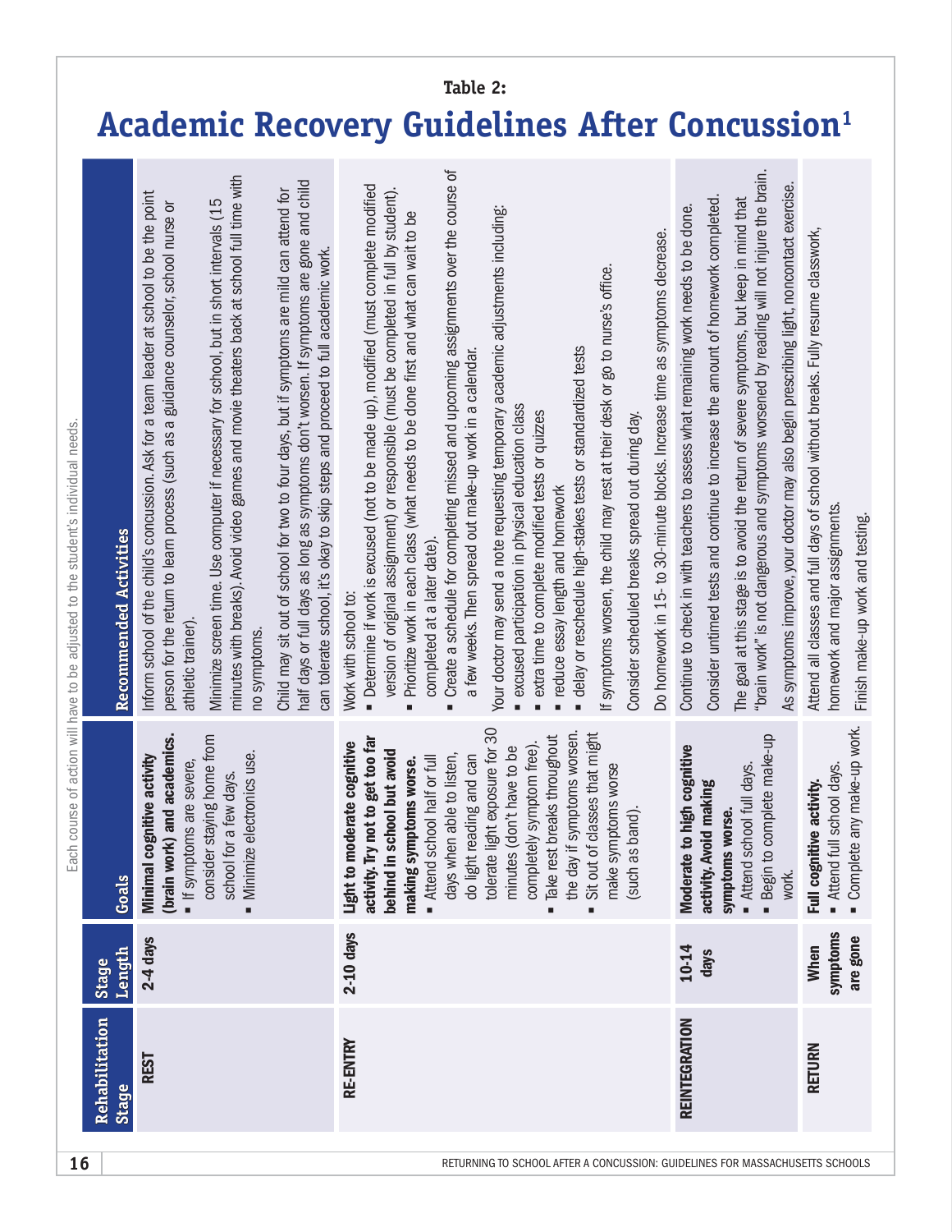Table 2:

# Academic Recovery Guidelines After Concussion[1]

Each course of action will have to be adjusted to the student's individual needs.

| Rehabilitation Stage | Stage Length | Goals | Recommended Activities |
|---|---|---|---|
| REST | 2-4 days | **Minimal cognitive activity (brain work) and academics.**<br>▪ If symptoms are severe, consider staying home from school for a few days.<br>▪ Minimize electronics use. | Inform school of the child's concussion. Ask for a team leader at school to be the point person for the return to learn process (such as a guidance counselor, school nurse or athletic trainer).<br>Minimize screen time. Use computer if necessary for school, but in short intervals (15 minutes with breaks). Avoid video games and movie theaters back at school full time with no symptoms.<br>Child may sit out of school for two to four days, but if symptoms are mild can attend for half days or full days as long as symptoms don't worsen. If symptoms are gone and child can tolerate school, it's okay to skip steps and proceed to full academic work. |
| RE-ENTRY | 2-10 days | **Light to moderate cognitive activity. Try not to get too far behind in school but avoid making symptoms worse.**<br>▪ Attend school half or full days when able to listen, do light reading and can tolerate light exposure for 30 minutes (don't have to be completely symptom free).<br>▪ Take rest breaks throughout the day if symptoms worsen.<br>▪ Sit out of classes that might make symptoms worse (such as band). | Work with school to:<br>▪ Determine if work is excused (not to be made up), modified (must complete modified version of original assignment) or responsible (must be completed in full by student).<br>▪ Prioritize work in each class (what needs to be done first and what can wait to be completed at a later date).<br>▪ Create a schedule for completing missed and upcoming assignments over the course of a few weeks. Then spread out make-up work in a calendar.<br>Your doctor may send a note requesting temporary academic adjustments including:<br>▪ excused participation in physical education class<br>▪ extra time to complete modified tests or quizzes<br>▪ reduce essay length and homework<br>▪ delay or reschedule high-stakes tests or standardized tests<br>If symptoms worsen, the child may rest at their desk or go to nurse's office.<br>Consider scheduled breaks spread out during day.<br>Do homework in 15- to 30-minute blocks. Increase time as symptoms decrease. |
| REINTEGRATION | 10-14 days | **Moderate to high cognitive activity. Avoid making symptoms worse.**<br>▪ Attend school full days.<br>▪ Begin to complete make-up work. | Continue to check in with teachers to assess what remaining work needs to be done.<br>Consider untimed tests and continue to increase the amount of homework completed.<br>The goal at this stage is to avoid the return of severe symptoms, but keep in mind that "brain work" is not dangerous and symptoms worsened by reading will not injure the brain.<br>As symptoms improve, your doctor may also begin prescribing light, noncontact exercise. |
| RETURN | When symptoms are gone | **Full cognitive activity.**<br>▪ Attend full school days.<br>▪ Complete any make-up work. | Attend all classes and full days of school without breaks. Fully resume classwork, homework and major assignments.<br>Finish make-up work and testing. |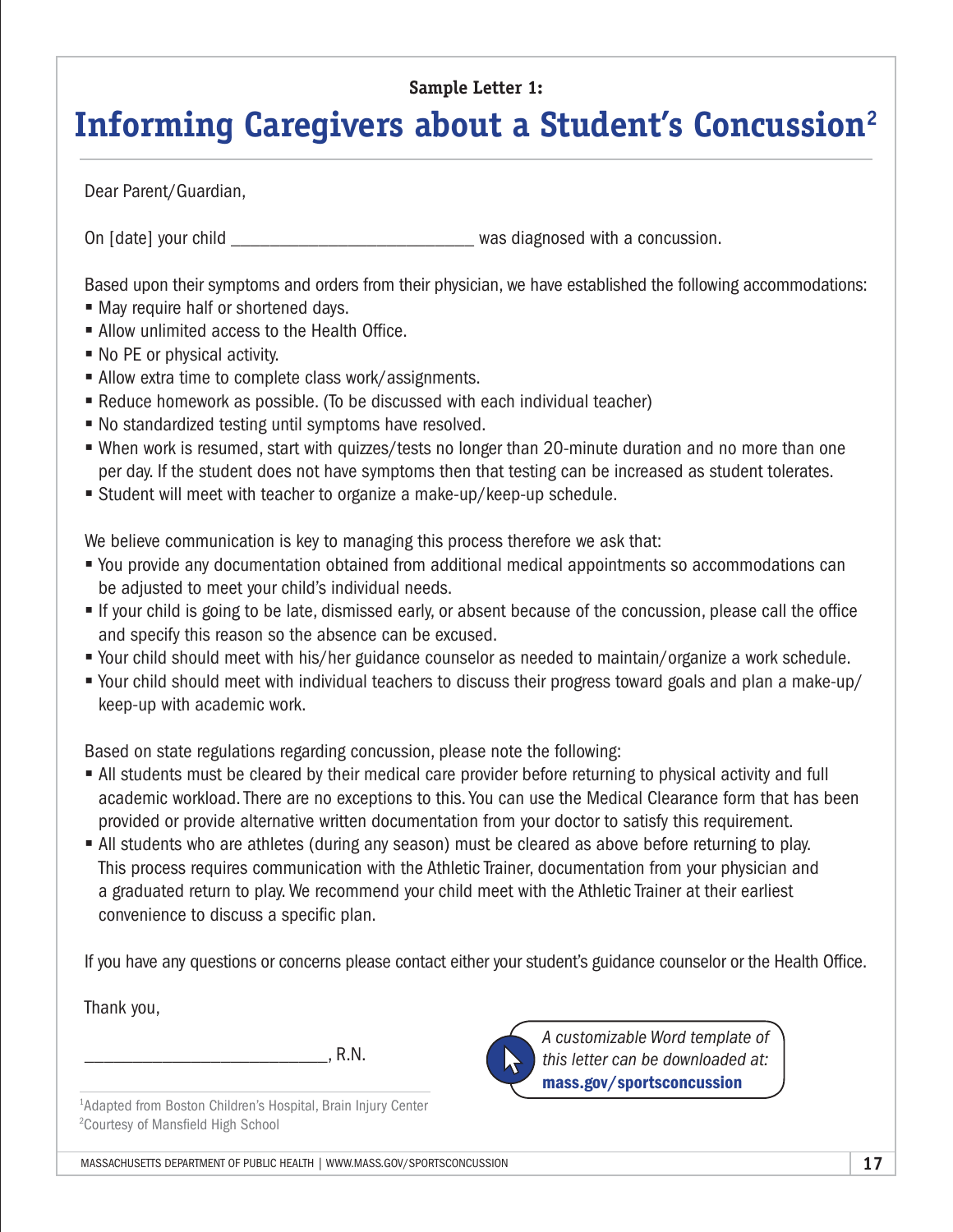**Sample Letter 1:**

# Informing Caregivers about a Student's Concussion[2]

Dear Parent/Guardian,

On [date] your child ___________________________ was diagnosed with a concussion.

Based upon their symptoms and orders from their physician, we have established the following accommodations:

- May require half or shortened days.
- Allow unlimited access to the Health Office.
- No PE or physical activity.
- Allow extra time to complete class work/assignments.
- Reduce homework as possible. (To be discussed with each individual teacher)
- No standardized testing until symptoms have resolved.
- When work is resumed, start with quizzes/tests no longer than 20-minute duration and no more than one per day. If the student does not have symptoms then that testing can be increased as student tolerates.
- Student will meet with teacher to organize a make-up/keep-up schedule.

We believe communication is key to managing this process therefore we ask that:

- You provide any documentation obtained from additional medical appointments so accommodations can be adjusted to meet your child's individual needs.
- If your child is going to be late, dismissed early, or absent because of the concussion, please call the office and specify this reason so the absence can be excused.
- Your child should meet with his/her guidance counselor as needed to maintain/organize a work schedule.
- Your child should meet with individual teachers to discuss their progress toward goals and plan a make-up/keep-up with academic work.

Based on state regulations regarding concussion, please note the following:

- All students must be cleared by their medical care provider before returning to physical activity and full academic workload. There are no exceptions to this. You can use the Medical Clearance form that has been provided or provide alternative written documentation from your doctor to satisfy this requirement.
- All students who are athletes (during any season) must be cleared as above before returning to play. This process requires communication with the Athletic Trainer, documentation from your physician and a graduated return to play. We recommend your child meet with the Athletic Trainer at their earliest convenience to discuss a specific plan.

If you have any questions or concerns please contact either your student's guidance counselor or the Health Office.

Thank you,

___________________________, R.N.

*A customizable Word template of this letter can be downloaded at:* **mass.gov/sportsconcussion**

[1]Adapted from Boston Children's Hospital, Brain Injury Center
[2]Courtesy of Mansfield High School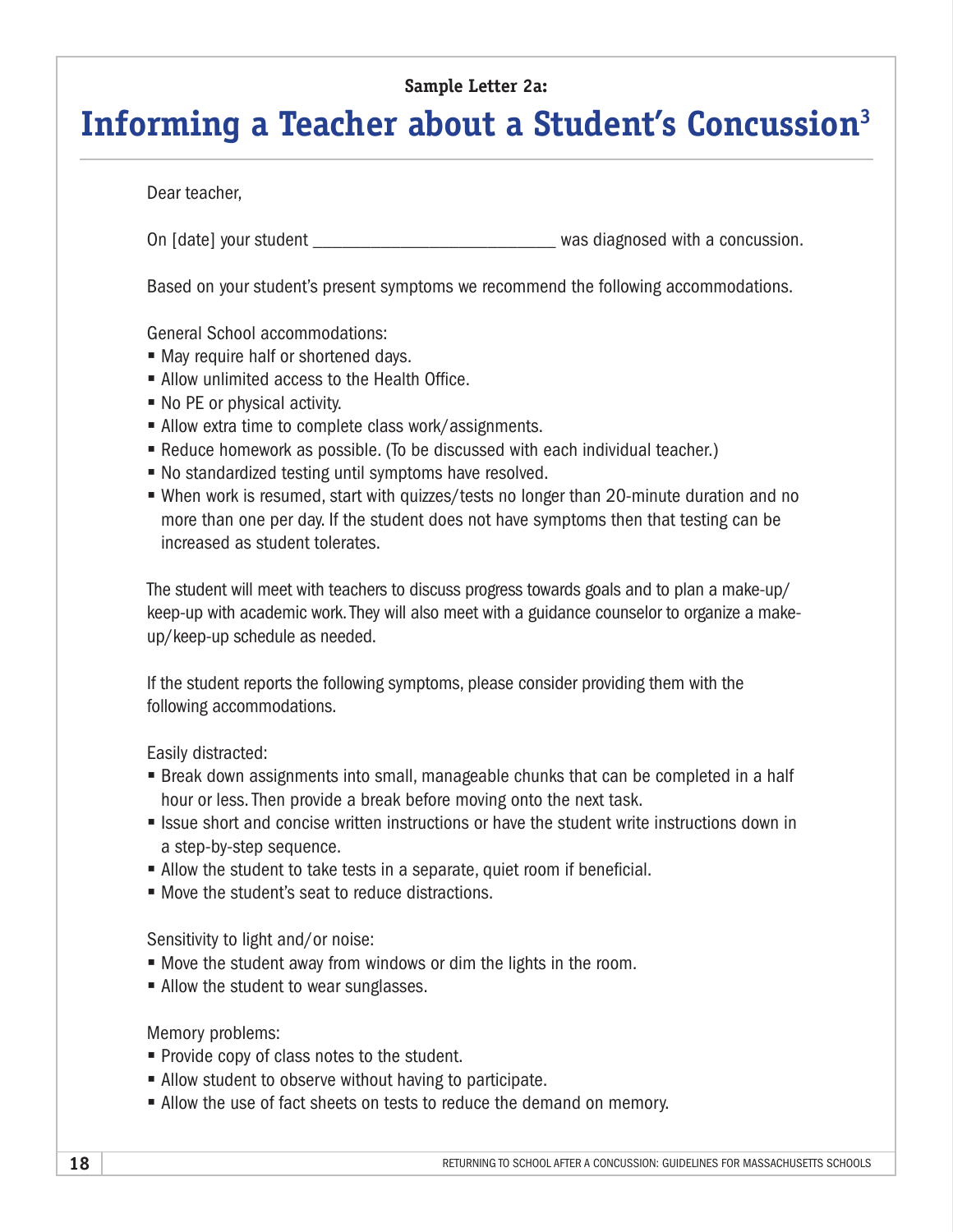**Sample Letter 2a:**

# Informing a Teacher about a Student's Concussion[3]

Dear teacher,

On [date] your student ___________________________ was diagnosed with a concussion.

Based on your student's present symptoms we recommend the following accommodations.

General School accommodations:

- May require half or shortened days.
- Allow unlimited access to the Health Office.
- No PE or physical activity.
- Allow extra time to complete class work/assignments.
- Reduce homework as possible. (To be discussed with each individual teacher.)
- No standardized testing until symptoms have resolved.
- When work is resumed, start with quizzes/tests no longer than 20-minute duration and no more than one per day. If the student does not have symptoms then that testing can be increased as student tolerates.

The student will meet with teachers to discuss progress towards goals and to plan a make-up/keep-up with academic work. They will also meet with a guidance counselor to organize a make-up/keep-up schedule as needed.

If the student reports the following symptoms, please consider providing them with the following accommodations.

Easily distracted:

- Break down assignments into small, manageable chunks that can be completed in a half hour or less. Then provide a break before moving onto the next task.
- Issue short and concise written instructions or have the student write instructions down in a step-by-step sequence.
- Allow the student to take tests in a separate, quiet room if beneficial.
- Move the student's seat to reduce distractions.

Sensitivity to light and/or noise:

- Move the student away from windows or dim the lights in the room.
- Allow the student to wear sunglasses.

Memory problems:

- Provide copy of class notes to the student.
- Allow student to observe without having to participate.
- Allow the use of fact sheets on tests to reduce the demand on memory.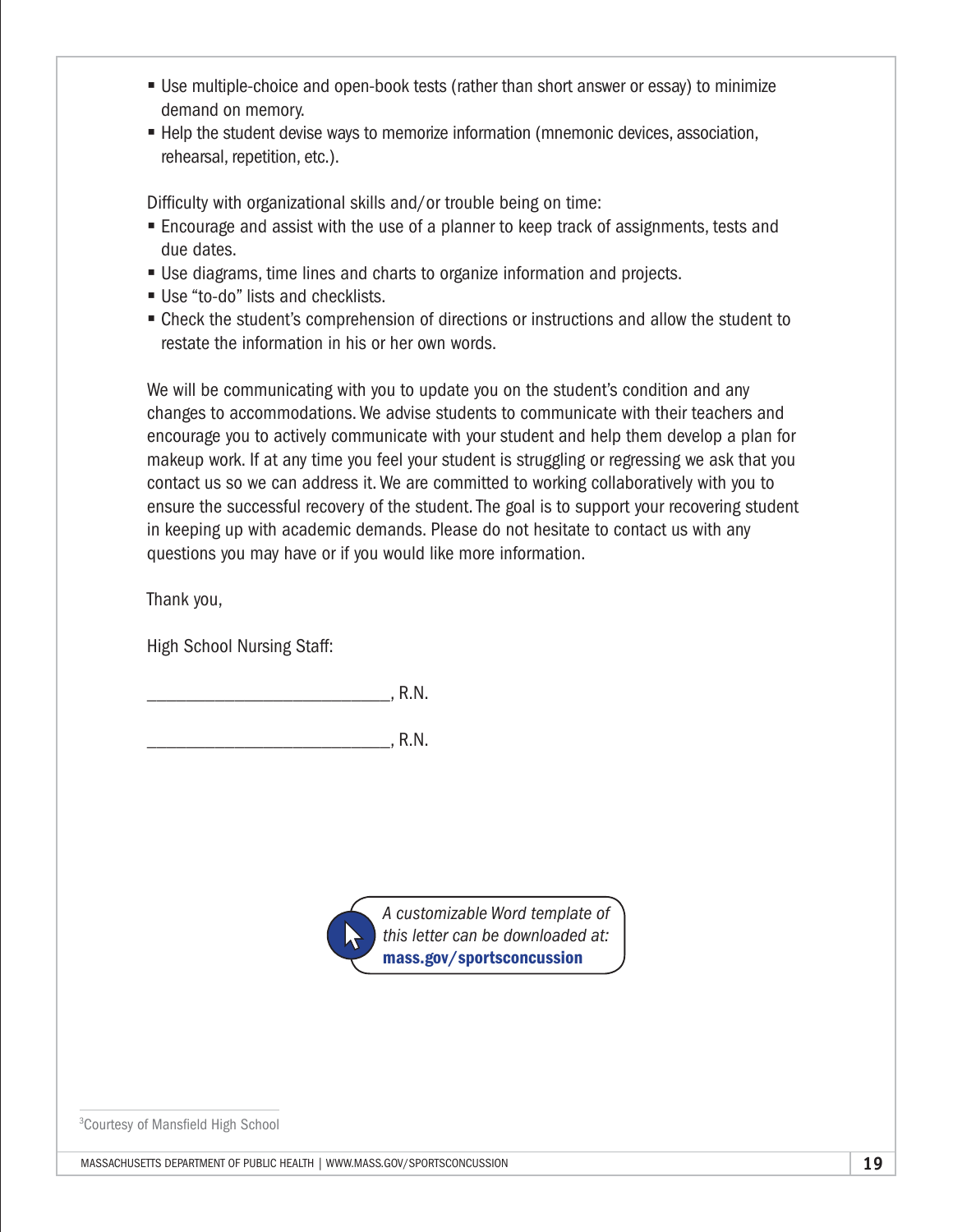- Use multiple-choice and open-book tests (rather than short answer or essay) to minimize demand on memory.
- Help the student devise ways to memorize information (mnemonic devices, association, rehearsal, repetition, etc.).

Difficulty with organizational skills and/or trouble being on time:

- Encourage and assist with the use of a planner to keep track of assignments, tests and due dates.
- Use diagrams, time lines and charts to organize information and projects.
- Use "to-do" lists and checklists.
- Check the student's comprehension of directions or instructions and allow the student to restate the information in his or her own words.

We will be communicating with you to update you on the student's condition and any changes to accommodations. We advise students to communicate with their teachers and encourage you to actively communicate with your student and help them develop a plan for makeup work. If at any time you feel your student is struggling or regressing we ask that you contact us so we can address it. We are committed to working collaboratively with you to ensure the successful recovery of the student. The goal is to support your recovering student in keeping up with academic demands. Please do not hesitate to contact us with any questions you may have or if you would like more information.

Thank you,

High School Nursing Staff:

____________________________, R.N.

____________________________, R.N.

*A customizable Word template of this letter can be downloaded at:* **mass.gov/sportsconcussion**

[3]Courtesy of Mansfield High School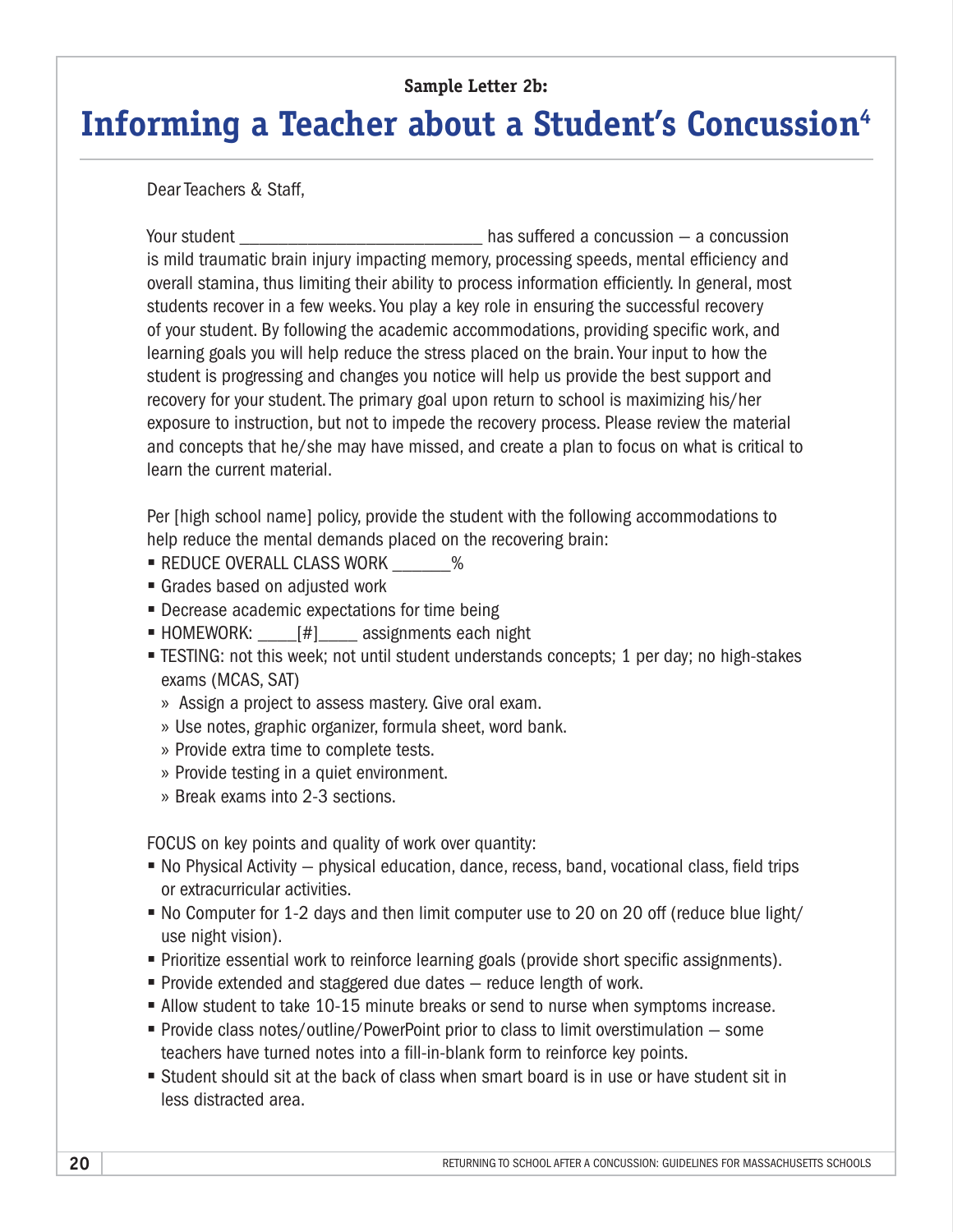**Sample Letter 2b:**

# Informing a Teacher about a Student's Concussion[4]

Dear Teachers & Staff,

Your student ___________________________ has suffered a concussion – a concussion is mild traumatic brain injury impacting memory, processing speeds, mental efficiency and overall stamina, thus limiting their ability to process information efficiently. In general, most students recover in a few weeks. You play a key role in ensuring the successful recovery of your student. By following the academic accommodations, providing specific work, and learning goals you will help reduce the stress placed on the brain. Your input to how the student is progressing and changes you notice will help us provide the best support and recovery for your student. The primary goal upon return to school is maximizing his/her exposure to instruction, but not to impede the recovery process. Please review the material and concepts that he/she may have missed, and create a plan to focus on what is critical to learn the current material.

Per [high school name] policy, provide the student with the following accommodations to help reduce the mental demands placed on the recovering brain:

- REDUCE OVERALL CLASS WORK _______%
- Grades based on adjusted work
- Decrease academic expectations for time being
- HOMEWORK: ____[#]____ assignments each night
- TESTING: not this week; not until student understands concepts; 1 per day; no high-stakes exams (MCAS, SAT)
  - Assign a project to assess mastery. Give oral exam.
  - Use notes, graphic organizer, formula sheet, word bank.
  - Provide extra time to complete tests.
  - Provide testing in a quiet environment.
  - Break exams into 2-3 sections.

FOCUS on key points and quality of work over quantity:

- No Physical Activity – physical education, dance, recess, band, vocational class, field trips or extracurricular activities.
- No Computer for 1-2 days and then limit computer use to 20 on 20 off (reduce blue light/use night vision).
- Prioritize essential work to reinforce learning goals (provide short specific assignments).
- Provide extended and staggered due dates – reduce length of work.
- Allow student to take 10-15 minute breaks or send to nurse when symptoms increase.
- Provide class notes/outline/PowerPoint prior to class to limit overstimulation – some teachers have turned notes into a fill-in-blank form to reinforce key points.
- Student should sit at the back of class when smart board is in use or have student sit in less distracted area.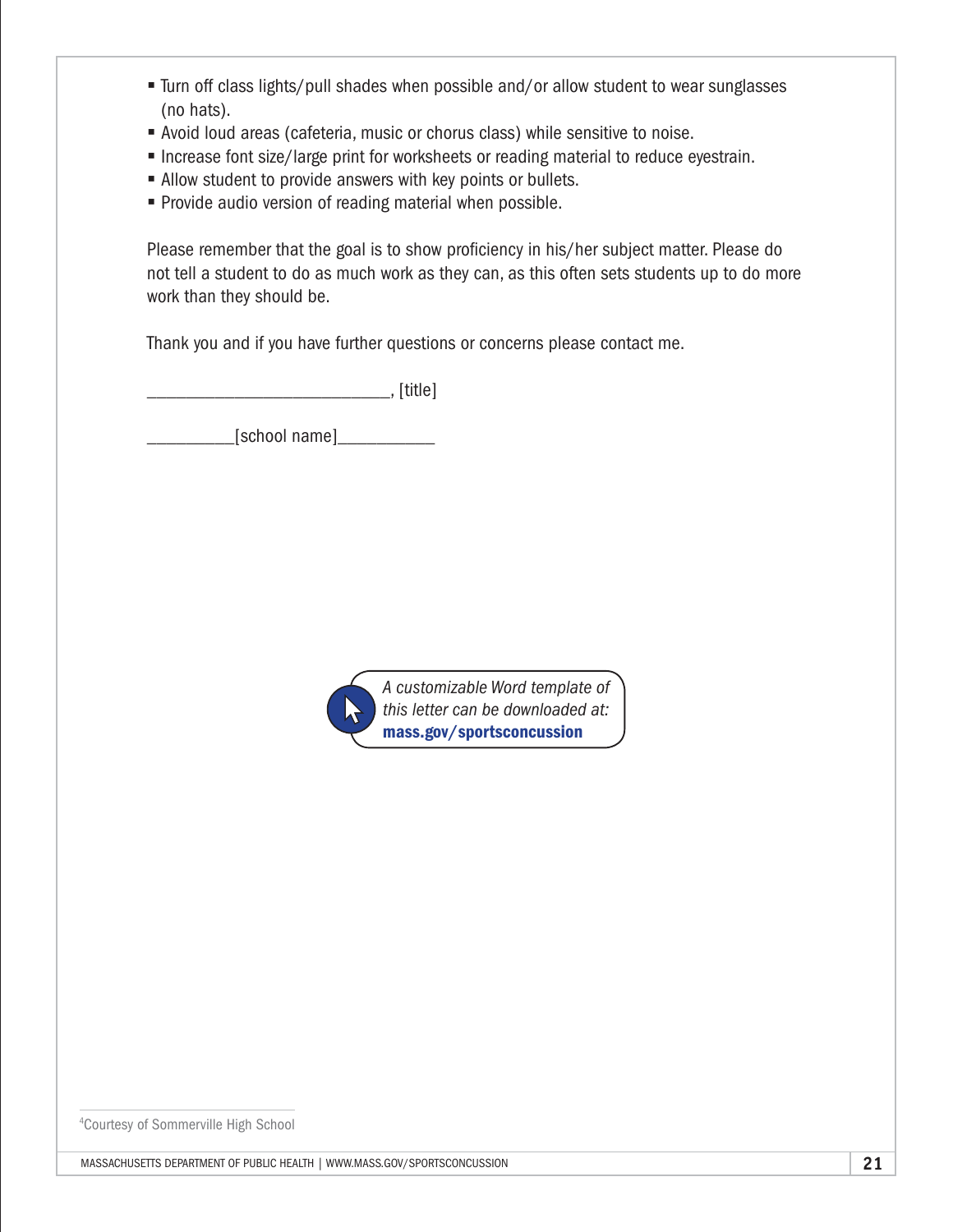- Turn off class lights/pull shades when possible and/or allow student to wear sunglasses (no hats).
- Avoid loud areas (cafeteria, music or chorus class) while sensitive to noise.
- Increase font size/large print for worksheets or reading material to reduce eyestrain.
- Allow student to provide answers with key points or bullets.
- Provide audio version of reading material when possible.

Please remember that the goal is to show proficiency in his/her subject matter. Please do not tell a student to do as much work as they can, as this often sets students up to do more work than they should be.

Thank you and if you have further questions or concerns please contact me.

____________________________, [title]

__________[school name]___________

*A customizable Word template of this letter can be downloaded at:* **mass.gov/sportsconcussion**

[4]Courtesy of Sommerville High School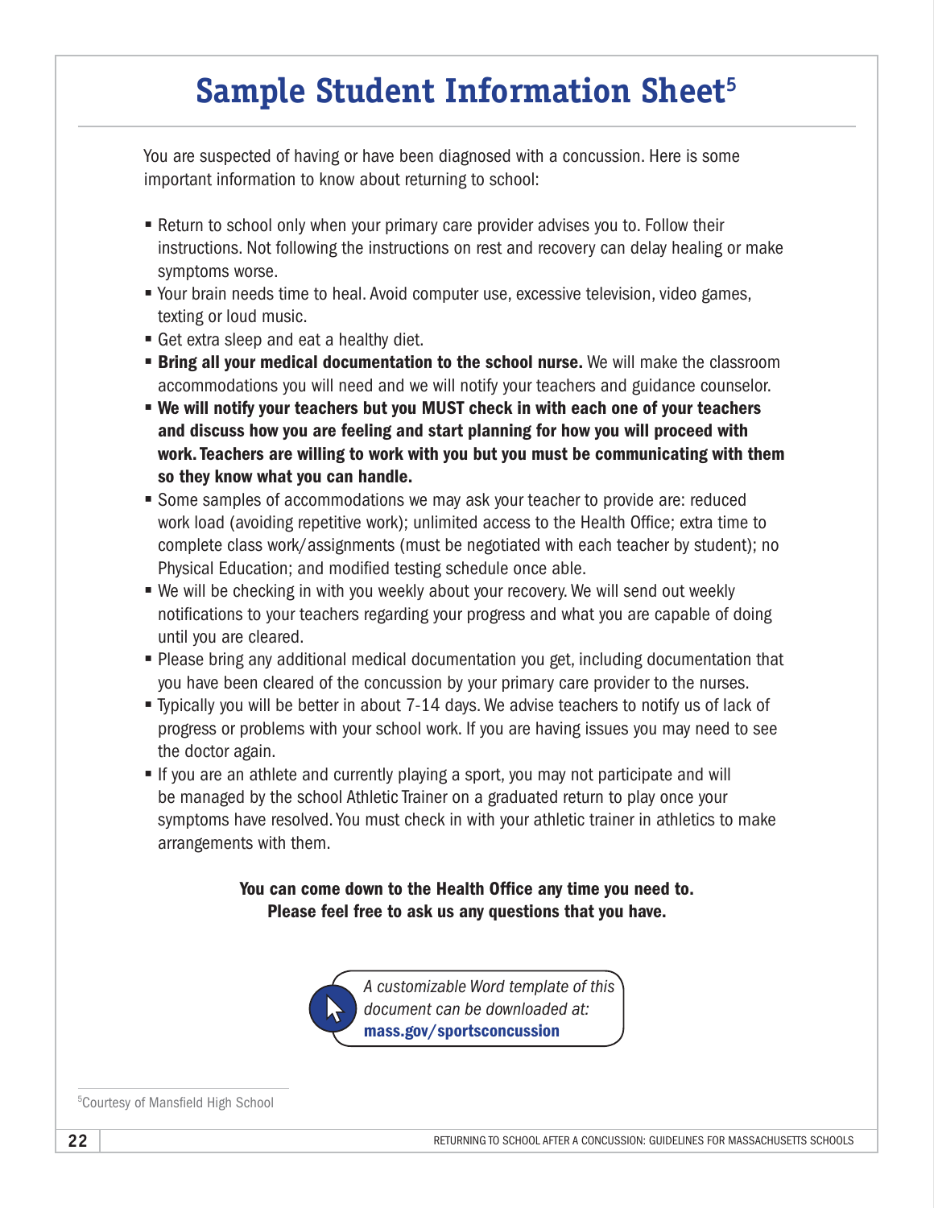# Sample Student Information Sheet[5]

You are suspected of having or have been diagnosed with a concussion. Here is some important information to know about returning to school:

- Return to school only when your primary care provider advises you to. Follow their instructions. Not following the instructions on rest and recovery can delay healing or make symptoms worse.
- Your brain needs time to heal. Avoid computer use, excessive television, video games, texting or loud music.
- Get extra sleep and eat a healthy diet.
- **Bring all your medical documentation to the school nurse.** We will make the classroom accommodations you will need and we will notify your teachers and guidance counselor.
- **We will notify your teachers but you MUST check in with each one of your teachers and discuss how you are feeling and start planning for how you will proceed with work. Teachers are willing to work with you but you must be communicating with them so they know what you can handle.**
- Some samples of accommodations we may ask your teacher to provide are: reduced work load (avoiding repetitive work); unlimited access to the Health Office; extra time to complete class work/assignments (must be negotiated with each teacher by student); no Physical Education; and modified testing schedule once able.
- We will be checking in with you weekly about your recovery. We will send out weekly notifications to your teachers regarding your progress and what you are capable of doing until you are cleared.
- Please bring any additional medical documentation you get, including documentation that you have been cleared of the concussion by your primary care provider to the nurses.
- Typically you will be better in about 7-14 days. We advise teachers to notify us of lack of progress or problems with your school work. If you are having issues you may need to see the doctor again.
- If you are an athlete and currently playing a sport, you may not participate and will be managed by the school Athletic Trainer on a graduated return to play once your symptoms have resolved. You must check in with your athletic trainer in athletics to make arrangements with them.

**You can come down to the Health Office any time you need to.**
**Please feel free to ask us any questions that you have.**

*A customizable Word template of this document can be downloaded at:* **mass.gov/sportsconcussion**

[5] Courtesy of Mansfield High School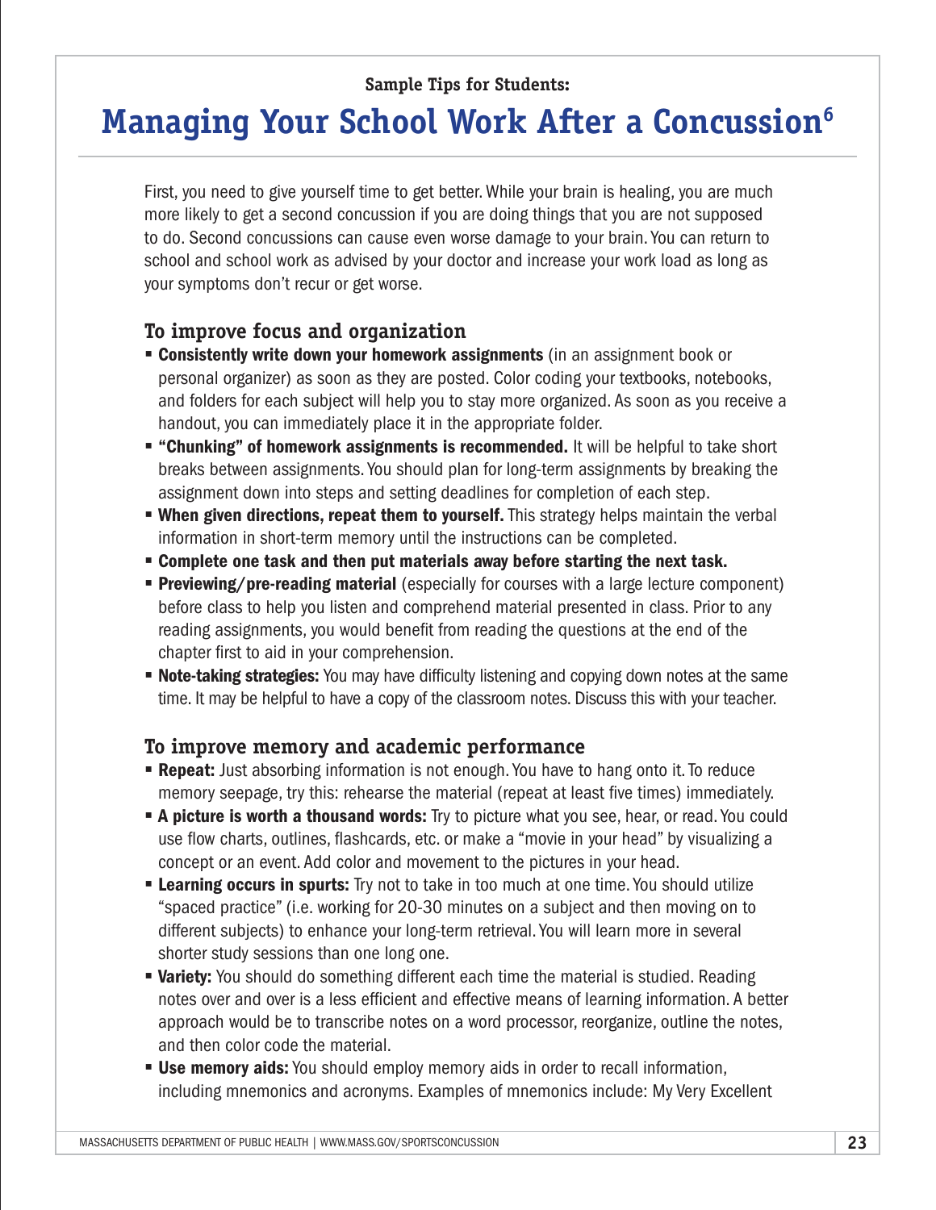Sample Tips for Students:

# Managing Your School Work After a Concussion[6]

First, you need to give yourself time to get better. While your brain is healing, you are much more likely to get a second concussion if you are doing things that you are not supposed to do. Second concussions can cause even worse damage to your brain. You can return to school and school work as advised by your doctor and increase your work load as long as your symptoms don't recur or get worse.

## To improve focus and organization

- **Consistently write down your homework assignments** (in an assignment book or personal organizer) as soon as they are posted. Color coding your textbooks, notebooks, and folders for each subject will help you to stay more organized. As soon as you receive a handout, you can immediately place it in the appropriate folder.
- **"Chunking" of homework assignments is recommended.** It will be helpful to take short breaks between assignments. You should plan for long-term assignments by breaking the assignment down into steps and setting deadlines for completion of each step.
- **When given directions, repeat them to yourself.** This strategy helps maintain the verbal information in short-term memory until the instructions can be completed.
- **Complete one task and then put materials away before starting the next task.**
- **Previewing/pre-reading material** (especially for courses with a large lecture component) before class to help you listen and comprehend material presented in class. Prior to any reading assignments, you would benefit from reading the questions at the end of the chapter first to aid in your comprehension.
- **Note-taking strategies:** You may have difficulty listening and copying down notes at the same time. It may be helpful to have a copy of the classroom notes. Discuss this with your teacher.

## To improve memory and academic performance

- **Repeat:** Just absorbing information is not enough. You have to hang onto it. To reduce memory seepage, try this: rehearse the material (repeat at least five times) immediately.
- **A picture is worth a thousand words:** Try to picture what you see, hear, or read. You could use flow charts, outlines, flashcards, etc. or make a "movie in your head" by visualizing a concept or an event. Add color and movement to the pictures in your head.
- **Learning occurs in spurts:** Try not to take in too much at one time. You should utilize "spaced practice" (i.e. working for 20-30 minutes on a subject and then moving on to different subjects) to enhance your long-term retrieval. You will learn more in several shorter study sessions than one long one.
- **Variety:** You should do something different each time the material is studied. Reading notes over and over is a less efficient and effective means of learning information. A better approach would be to transcribe notes on a word processor, reorganize, outline the notes, and then color code the material.
- **Use memory aids:** You should employ memory aids in order to recall information, including mnemonics and acronyms. Examples of mnemonics include: My Very Excellent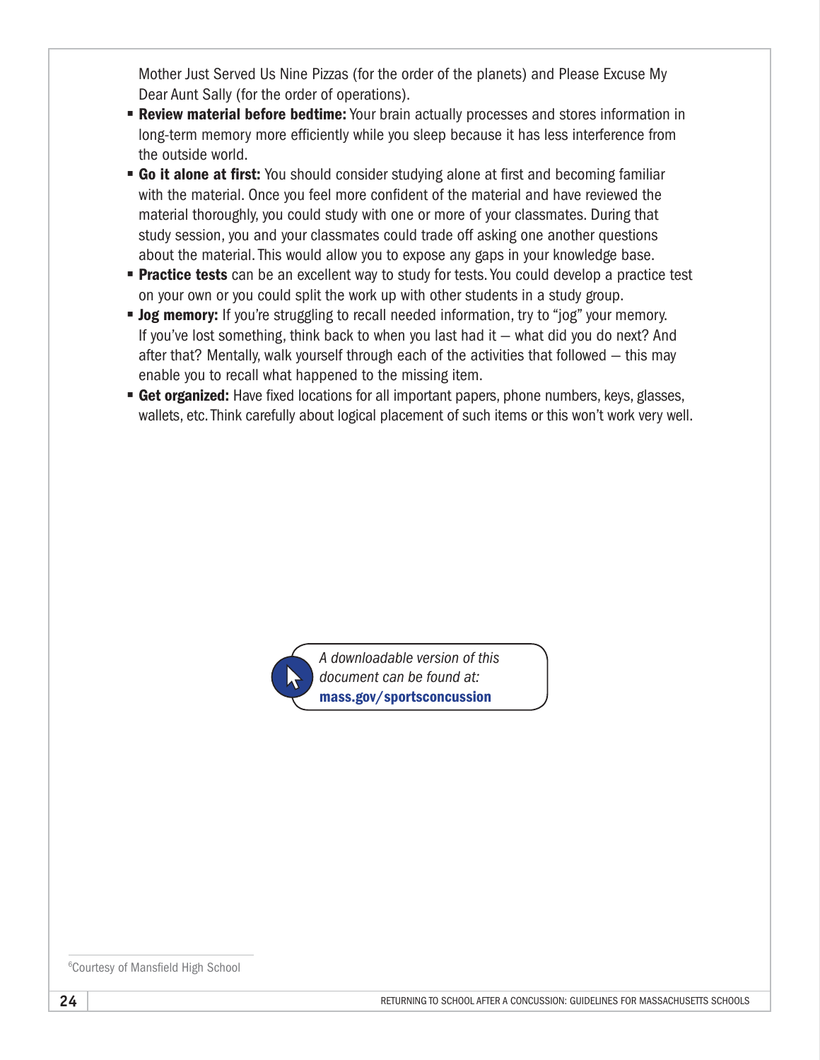Mother Just Served Us Nine Pizzas (for the order of the planets) and Please Excuse My Dear Aunt Sally (for the order of operations).

- **Review material before bedtime:** Your brain actually processes and stores information in long-term memory more efficiently while you sleep because it has less interference from the outside world.
- **Go it alone at first:** You should consider studying alone at first and becoming familiar with the material. Once you feel more confident of the material and have reviewed the material thoroughly, you could study with one or more of your classmates. During that study session, you and your classmates could trade off asking one another questions about the material. This would allow you to expose any gaps in your knowledge base.
- **Practice tests** can be an excellent way to study for tests. You could develop a practice test on your own or you could split the work up with other students in a study group.
- **Jog memory:** If you're struggling to recall needed information, try to "jog" your memory. If you've lost something, think back to when you last had it – what did you do next? And after that? Mentally, walk yourself through each of the activities that followed – this may enable you to recall what happened to the missing item.
- **Get organized:** Have fixed locations for all important papers, phone numbers, keys, glasses, wallets, etc. Think carefully about logical placement of such items or this won't work very well.

*A downloadable version of this document can be found at:*
**mass.gov/sportsconcussion**

[6]Courtesy of Mansfield High School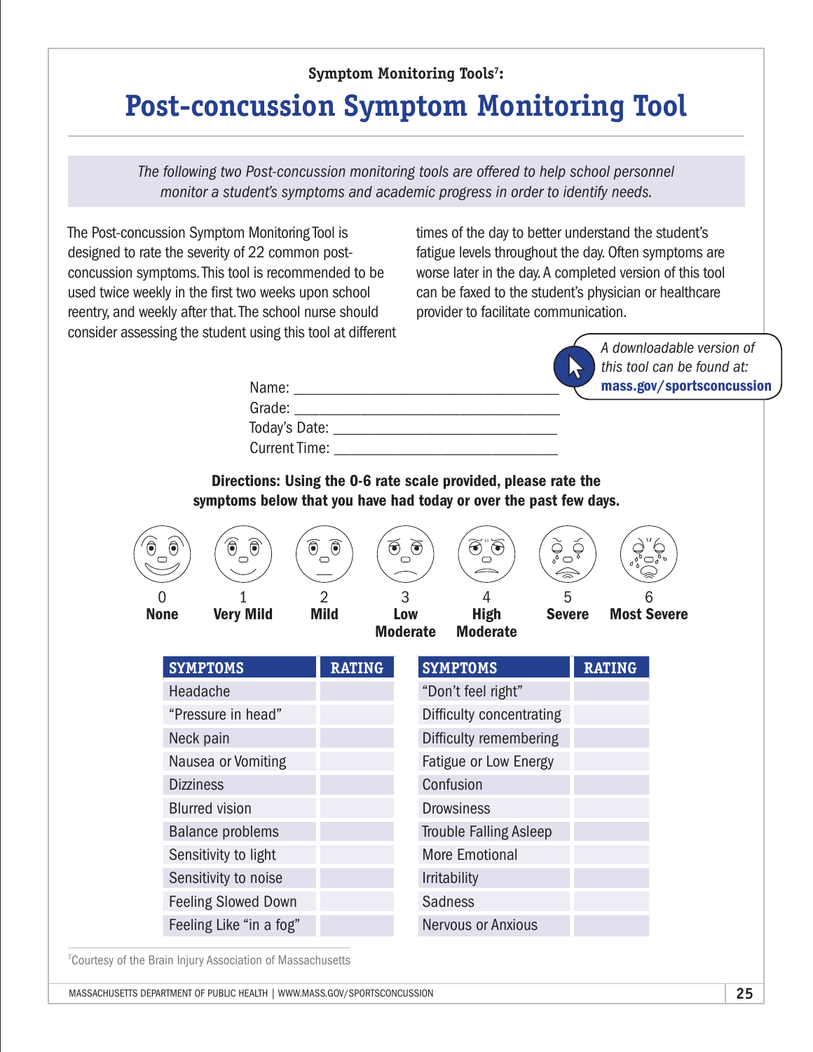Symptom Monitoring Tools[7]:

# Post-concussion Symptom Monitoring Tool

*The following two Post-concussion monitoring tools are offered to help school personnel monitor a student's symptoms and academic progress in order to identify needs.*

The Post-concussion Symptom Monitoring Tool is designed to rate the severity of 22 common post-concussion symptoms. This tool is recommended to be used twice weekly in the first two weeks upon school reentry, and weekly after that. The school nurse should consider assessing the student using this tool at different times of the day to better understand the student's fatigue levels throughout the day. Often symptoms are worse later in the day. A completed version of this tool can be faxed to the student's physician or healthcare provider to facilitate communication.

*A downloadable version of this tool can be found at:* **mass.gov/sportsconcussion**

Name: ______________________________

Grade: ______________________________

Today's Date: __________________________

Current Time: __________________________

**Directions: Using the 0-6 rate scale provided, please rate the symptoms below that you have had today or over the past few days.**

| 0 | 1 | 2 | 3 | 4 | 5 | 6 |
|---|---|---|---|---|---|---|
| **None** | **Very Mild** | **Mild** | **Low Moderate** | **High Moderate** | **Severe** | **Most Severe** |

| SYMPTOMS | RATING | SYMPTOMS | RATING |
|---|---|---|---|
| Headache | | "Don't feel right" | |
| "Pressure in head" | | Difficulty concentrating | |
| Neck pain | | Difficulty remembering | |
| Nausea or Vomiting | | Fatigue or Low Energy | |
| Dizziness | | Confusion | |
| Blurred vision | | Drowsiness | |
| Balance problems | | Trouble Falling Asleep | |
| Sensitivity to light | | More Emotional | |
| Sensitivity to noise | | Irritability | |
| Feeling Slowed Down | | Sadness | |
| Feeling Like "in a fog" | | Nervous or Anxious | |

[7]Courtesy of the Brain Injury Association of Massachusetts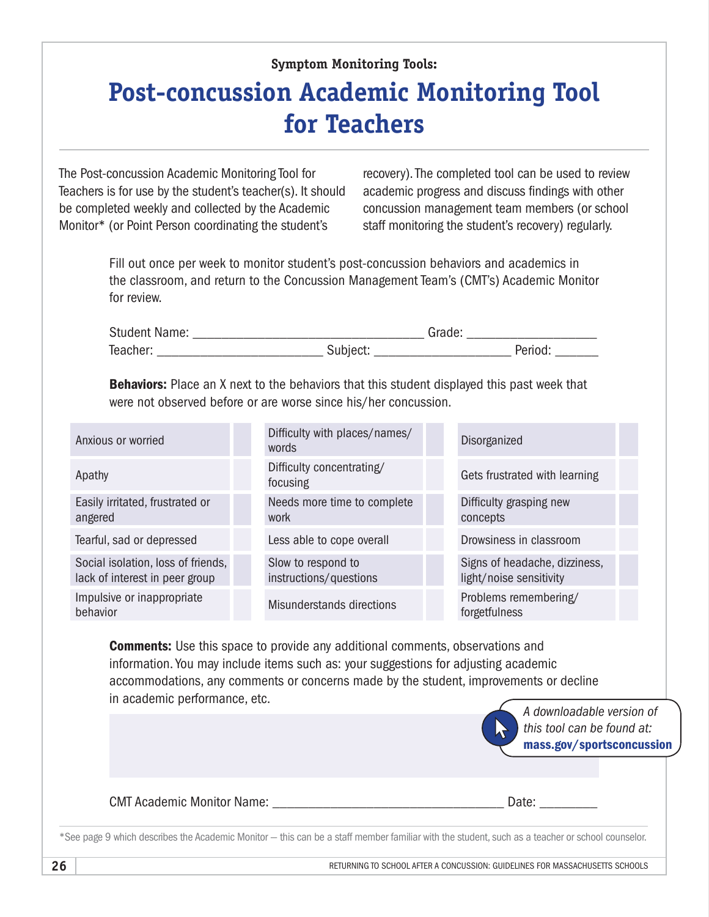Symptom Monitoring Tools:

# Post-concussion Academic Monitoring Tool for Teachers

The Post-concussion Academic Monitoring Tool for Teachers is for use by the student's teacher(s). It should be completed weekly and collected by the Academic Monitor* (or Point Person coordinating the student's recovery). The completed tool can be used to review academic progress and discuss findings with other concussion management team members (or school staff monitoring the student's recovery) regularly.

Fill out once per week to monitor student's post-concussion behaviors and academics in the classroom, and return to the Concussion Management Team's (CMT's) Academic Monitor for review.

Student Name: ___________________________________ Grade: ___________________

Teacher: ________________________ Subject: ____________________ Period: _______

**Behaviors:** Place an X next to the behaviors that this student displayed this past week that were not observed before or are worse since his/her concussion.

| | | | | | |
|---|---|---|---|---|---|
| Anxious or worried | | Difficulty with places/names/words | | Disorganized | |
| Apathy | | Difficulty concentrating/focusing | | Gets frustrated with learning | |
| Easily irritated, frustrated or angered | | Needs more time to complete work | | Difficulty grasping new concepts | |
| Tearful, sad or depressed | | Less able to cope overall | | Drowsiness in classroom | |
| Social isolation, loss of friends, lack of interest in peer group | | Slow to respond to instructions/questions | | Signs of headache, dizziness, light/noise sensitivity | |
| Impulsive or inappropriate behavior | | Misunderstands directions | | Problems remembering/forgetfulness | |

**Comments:** Use this space to provide any additional comments, observations and information. You may include items such as: your suggestions for adjusting academic accommodations, any comments or concerns made by the student, improvements or decline in academic performance, etc.

*A downloadable version of this tool can be found at:* **mass.gov/sportsconcussion**

CMT Academic Monitor Name: ___________________________________ Date: _________

*See page 9 which describes the Academic Monitor – this can be a staff member familiar with the student, such as a teacher or school counselor.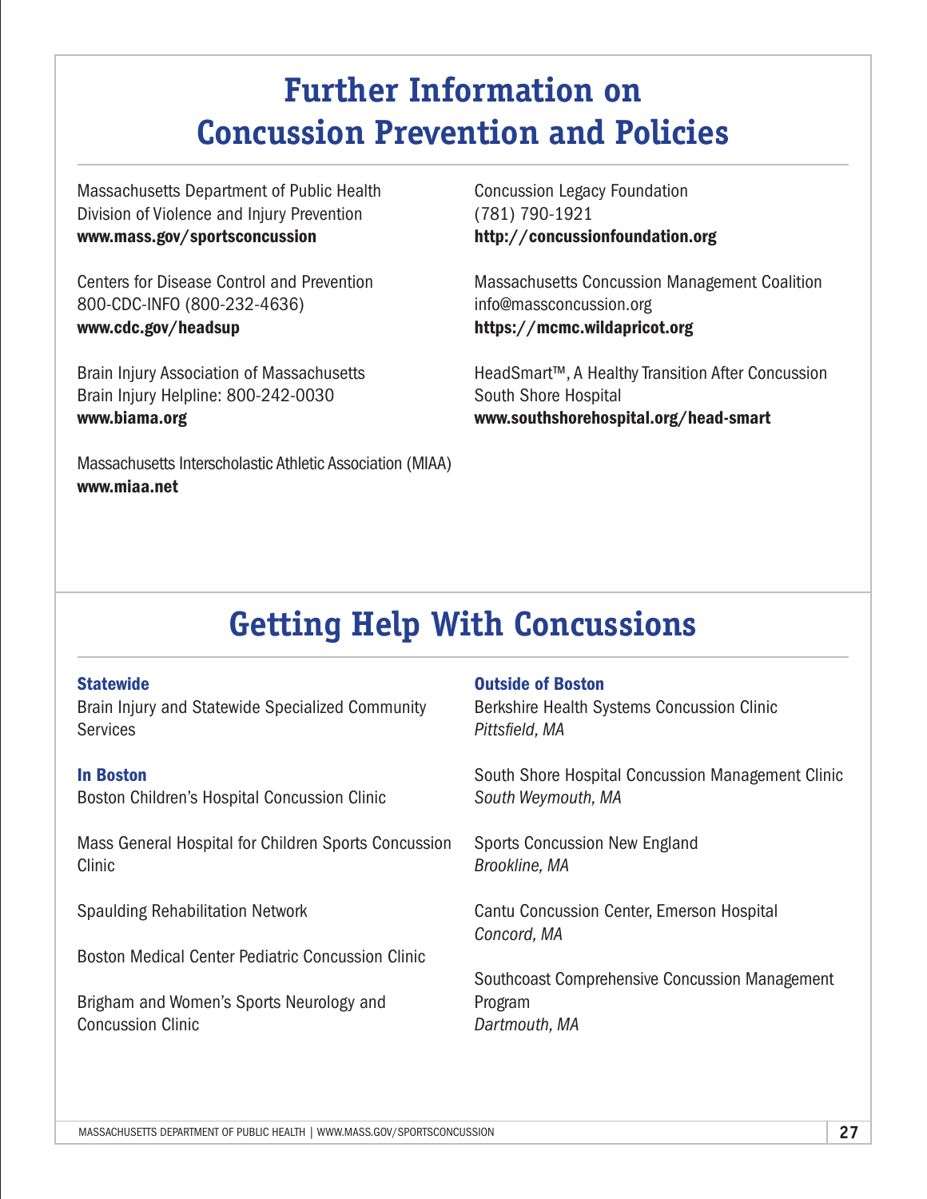# Further Information on Concussion Prevention and Policies

Massachusetts Department of Public Health
Division of Violence and Injury Prevention
**www.mass.gov/sportsconcussion**

Centers for Disease Control and Prevention
800-CDC-INFO (800-232-4636)
**www.cdc.gov/headsup**

Brain Injury Association of Massachusetts
Brain Injury Helpline: 800-242-0030
**www.biama.org**

Massachusetts Interscholastic Athletic Association (MIAA)
**www.miaa.net**

Concussion Legacy Foundation
(781) 790-1921
**http://concussionfoundation.org**

Massachusetts Concussion Management Coalition
info@massconcussion.org
**https://mcmc.wildapricot.org**

HeadSmart™, A Healthy Transition After Concussion
South Shore Hospital
**www.southshorehospital.org/head-smart**

# Getting Help With Concussions

**Statewide**
Brain Injury and Statewide Specialized Community Services

**In Boston**
Boston Children's Hospital Concussion Clinic

Mass General Hospital for Children Sports Concussion Clinic

Spaulding Rehabilitation Network

Boston Medical Center Pediatric Concussion Clinic

Brigham and Women's Sports Neurology and Concussion Clinic

**Outside of Boston**
Berkshire Health Systems Concussion Clinic
*Pittsfield, MA*

South Shore Hospital Concussion Management Clinic
*South Weymouth, MA*

Sports Concussion New England
*Brookline, MA*

Cantu Concussion Center, Emerson Hospital
*Concord, MA*

Southcoast Comprehensive Concussion Management Program
*Dartmouth, MA*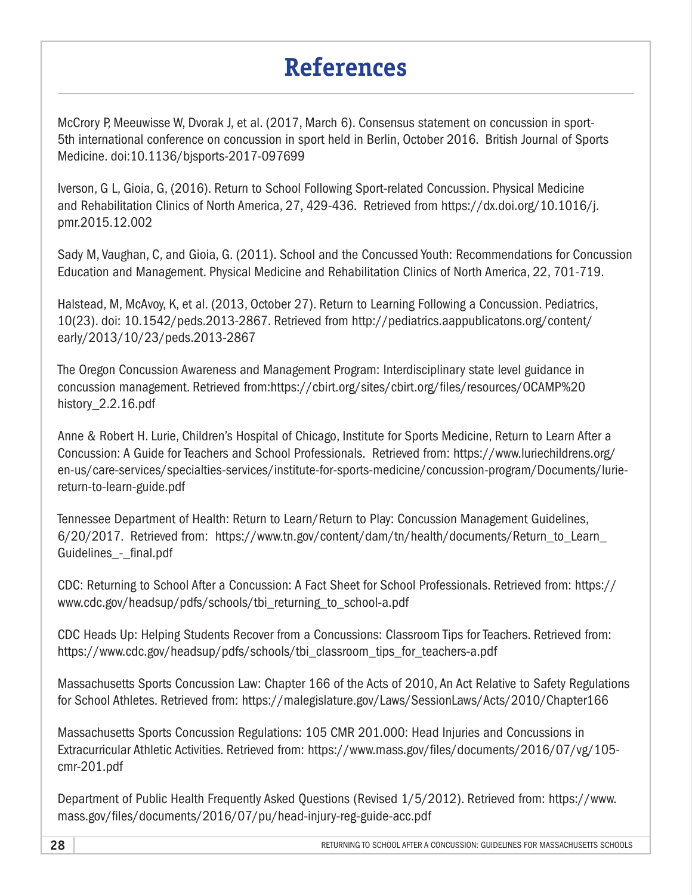# References

McCrory P, Meeuwisse W, Dvorak J, et al. (2017, March 6). Consensus statement on concussion in sport-5th international conference on concussion in sport held in Berlin, October 2016. British Journal of Sports Medicine. doi:10.1136/bjsports-2017-097699

Iverson, G L, Gioia, G, (2016). Return to School Following Sport-related Concussion. Physical Medicine and Rehabilitation Clinics of North America, 27, 429-436. Retrieved from https://dx.doi.org/10.1016/j.pmr.2015.12.002

Sady M, Vaughan, C, and Gioia, G. (2011). School and the Concussed Youth: Recommendations for Concussion Education and Management. Physical Medicine and Rehabilitation Clinics of North America, 22, 701-719.

Halstead, M, McAvoy, K, et al. (2013, October 27). Return to Learning Following a Concussion. Pediatrics, 10(23). doi: 10.1542/peds.2013-2867. Retrieved from http://pediatrics.aappublicatons.org/content/early/2013/10/23/peds.2013-2867

The Oregon Concussion Awareness and Management Program: Interdisciplinary state level guidance in concussion management. Retrieved from:https://cbirt.org/sites/cbirt.org/files/resources/OCAMP%20history_2.2.16.pdf

Anne & Robert H. Lurie, Children's Hospital of Chicago, Institute for Sports Medicine, Return to Learn After a Concussion: A Guide for Teachers and School Professionals. Retrieved from: https://www.luriechildrens.org/en-us/care-services/specialties-services/institute-for-sports-medicine/concussion-program/Documents/lurie-return-to-learn-guide.pdf

Tennessee Department of Health: Return to Learn/Return to Play: Concussion Management Guidelines, 6/20/2017. Retrieved from: https://www.tn.gov/content/dam/tn/health/documents/Return_to_Learn_Guidelines_-_final.pdf

CDC: Returning to School After a Concussion: A Fact Sheet for School Professionals. Retrieved from: https://www.cdc.gov/headsup/pdfs/schools/tbi_returning_to_school-a.pdf

CDC Heads Up: Helping Students Recover from a Concussions: Classroom Tips for Teachers. Retrieved from: https://www.cdc.gov/headsup/pdfs/schools/tbi_classroom_tips_for_teachers-a.pdf

Massachusetts Sports Concussion Law: Chapter 166 of the Acts of 2010, An Act Relative to Safety Regulations for School Athletes. Retrieved from: https://malegislature.gov/Laws/SessionLaws/Acts/2010/Chapter166

Massachusetts Sports Concussion Regulations: 105 CMR 201.000: Head Injuries and Concussions in Extracurricular Athletic Activities. Retrieved from: https://www.mass.gov/files/documents/2016/07/vg/105-cmr-201.pdf

Department of Public Health Frequently Asked Questions (Revised 1/5/2012). Retrieved from: https://www.mass.gov/files/documents/2016/07/pu/head-injury-reg-guide-acc.pdf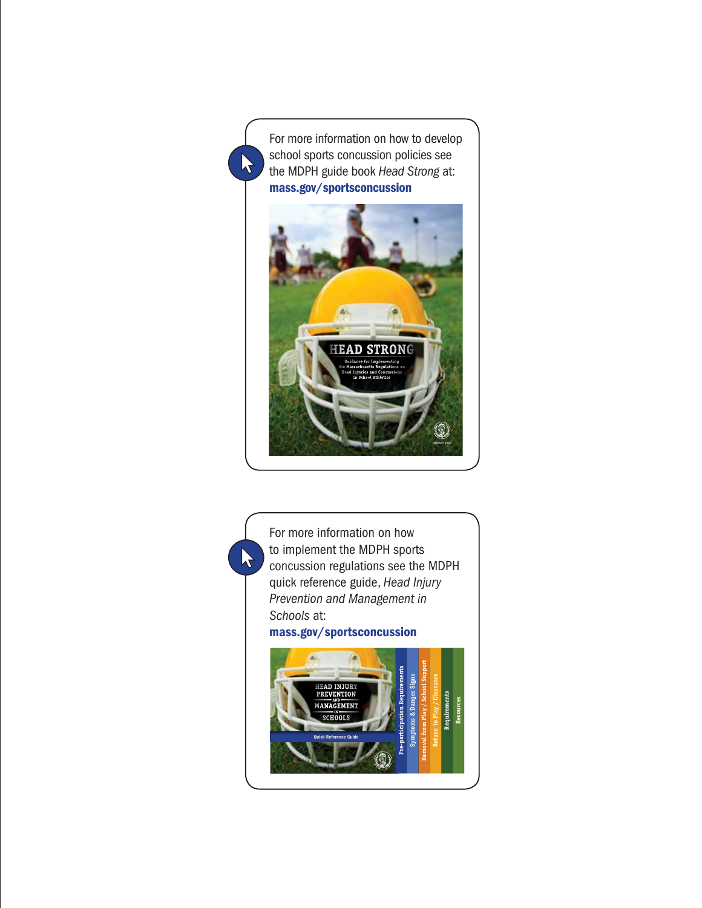For more information on how to develop school sports concussion policies see the MDPH guide book *Head Strong* at: **mass.gov/sportsconcussion**

For more information on how to implement the MDPH sports concussion regulations see the MDPH quick reference guide, *Head Injury Prevention and Management in Schools* at: **mass.gov/sportsconcussion**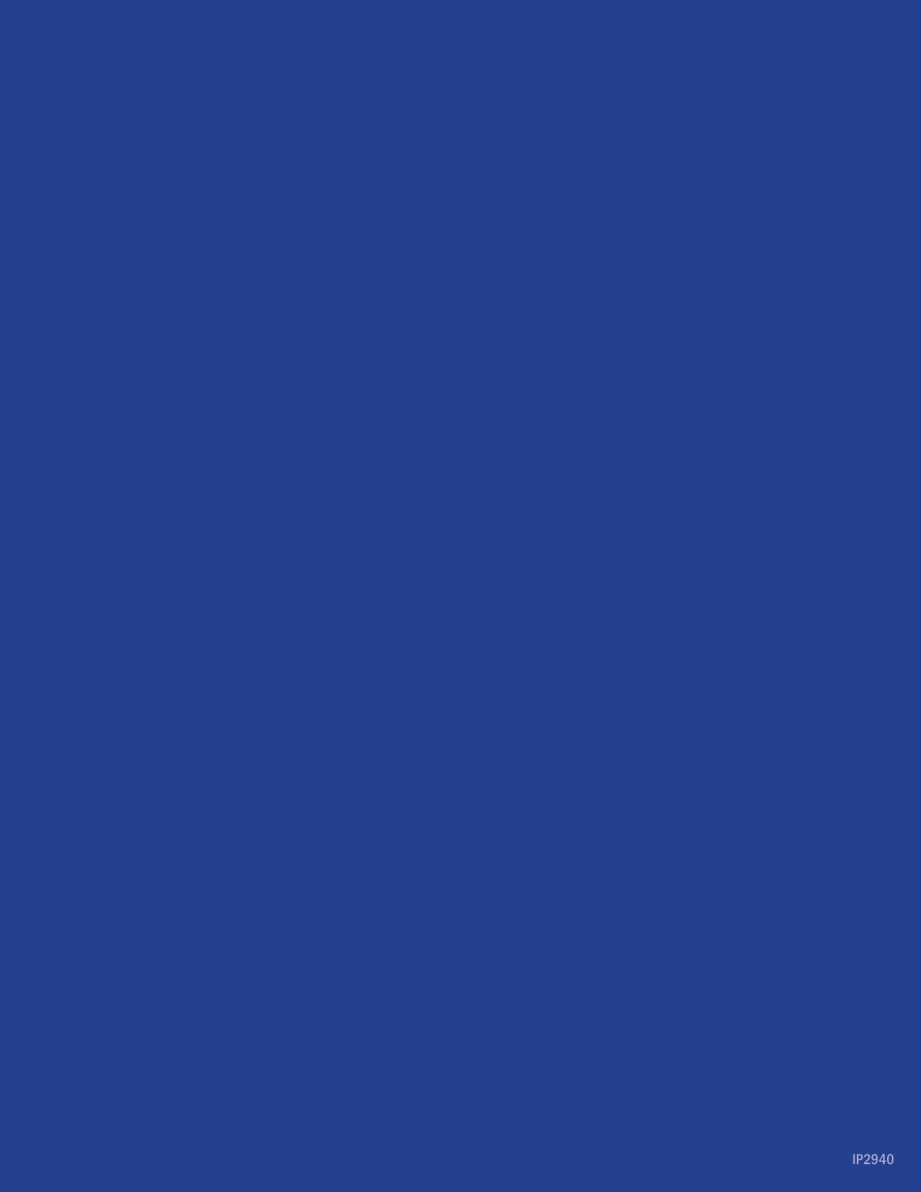IP2940